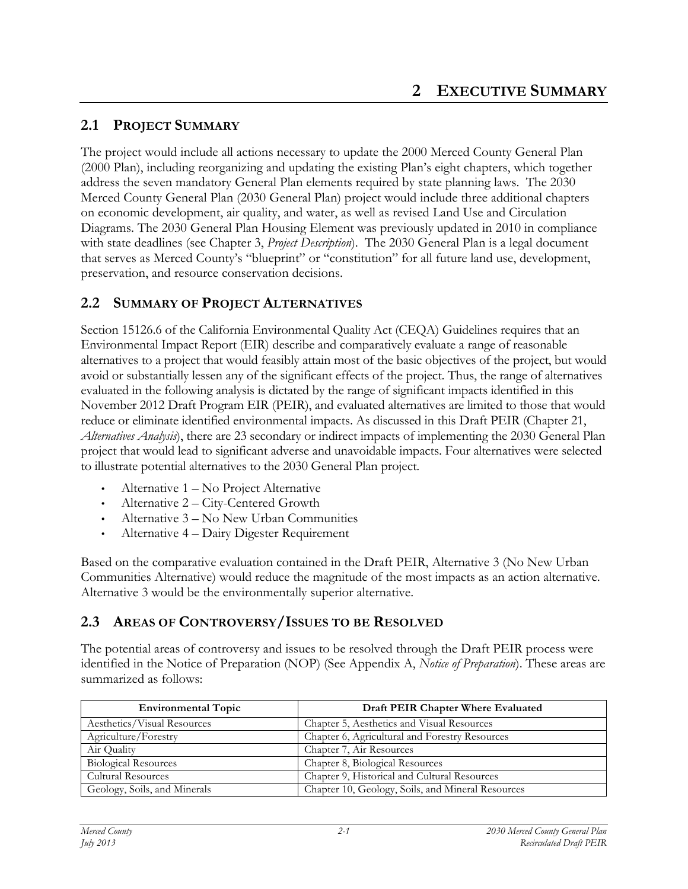# 2 EXECUTIVE SUMMARY

## 2.1 PROJECT SUMMARY

The project would include all actions necessary to update the 2000 Merced County General Plan (2000 Plan), including reorganizing and updating the existing Plan's eight chapters, which together address the seven mandatory General Plan elements required by state planning laws. The 2030 Merced County General Plan (2030 General Plan) project would include three additional chapters on economic development, air quality, and water, as well as revised Land Use and Circulation Diagrams. The 2030 General Plan Housing Element was previously updated in 2010 in compliance with state deadlines (see Chapter 3, *Project Description*). The 2030 General Plan is a legal document that serves as Merced County's "blueprint" or "constitution" for all future land use, development, preservation, and resource conservation decisions.

## 2.2 SUMMARY OF PROJECT ALTERNATIVES

Section 15126.6 of the California Environmental Quality Act (CEQA) Guidelines requires that an Environmental Impact Report (EIR) describe and comparatively evaluate a range of reasonable alternatives to a project that would feasibly attain most of the basic objectives of the project, but would avoid or substantially lessen any of the significant effects of the project. Thus, the range of alternatives evaluated in the following analysis is dictated by the range of significant impacts identified in this November 2012 Draft Program EIR (PEIR), and evaluated alternatives are limited to those that would reduce or eliminate identified environmental impacts. As discussed in this Draft PEIR (Chapter 21, *Alternatives Analysis*), there are 23 secondary or indirect impacts of implementing the 2030 General Plan project that would lead to significant adverse and unavoidable impacts. Four alternatives were selected to illustrate potential alternatives to the 2030 General Plan project.

- Alternative 1 – No Project Alternative
- Alternative 2 – City-Centered Growth
- Alternative 3 – No New Urban Communities
- Alternative 4 – Dairy Digester Requirement

Based on the comparative evaluation contained in the Draft PEIR, Alternative 3 (No New Urban Communities Alternative) would reduce the magnitude of the most impacts as an action alternative. Alternative 3 would be the environmentally superior alternative.

## 2.3 AREAS OF CONTROVERSY/ISSUES TO BE RESOLVED

The potential areas of controversy and issues to be resolved through the Draft PEIR process were identified in the Notice of Preparation (NOP) (See Appendix A, *Notice of Preparation*). These areas are summarized as follows:

| Environmental Topic | Draft PEIR Chapter Where Evaluated |
|---|---|
| Aesthetics/Visual Resources | Chapter 5, Aesthetics and Visual Resources |
| Agriculture/Forestry | Chapter 6, Agricultural and Forestry Resources |
| Air Quality | Chapter 7, Air Resources |
| Biological Resources | Chapter 8, Biological Resources |
| Cultural Resources | Chapter 9, Historical and Cultural Resources |
| Geology, Soils, and Minerals | Chapter 10, Geology, Soils, and Mineral Resources |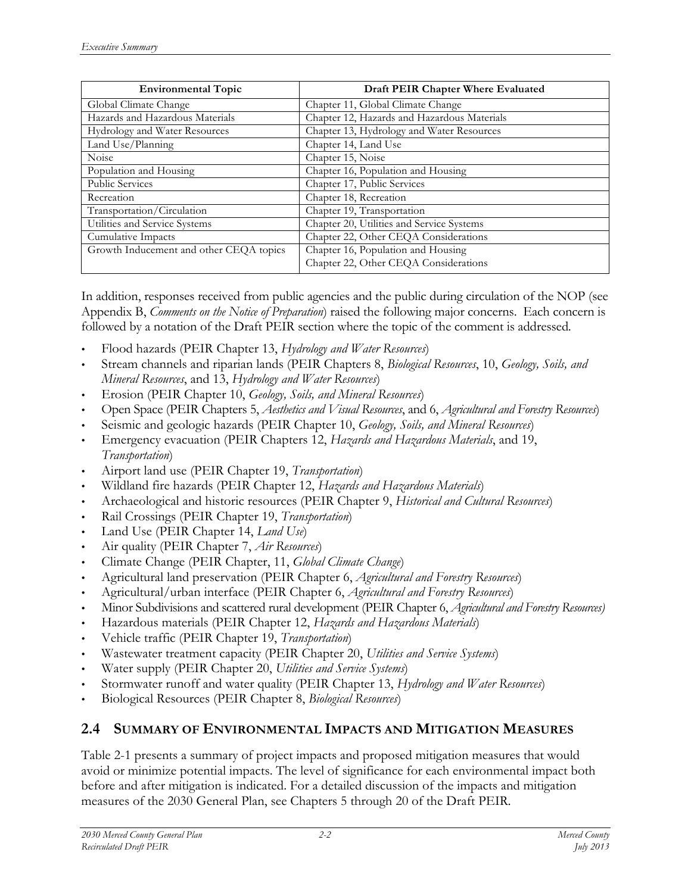| Environmental Topic | Draft PEIR Chapter Where Evaluated |
|---|---|
| Global Climate Change | Chapter 11, Global Climate Change |
| Hazards and Hazardous Materials | Chapter 12, Hazards and Hazardous Materials |
| Hydrology and Water Resources | Chapter 13, Hydrology and Water Resources |
| Land Use/Planning | Chapter 14, Land Use |
| Noise | Chapter 15, Noise |
| Population and Housing | Chapter 16, Population and Housing |
| Public Services | Chapter 17, Public Services |
| Recreation | Chapter 18, Recreation |
| Transportation/Circulation | Chapter 19, Transportation |
| Utilities and Service Systems | Chapter 20, Utilities and Service Systems |
| Cumulative Impacts | Chapter 22, Other CEQA Considerations |
| Growth Inducement and other CEQA topics | Chapter 16, Population and Housing<br>Chapter 22, Other CEQA Considerations |

In addition, responses received from public agencies and the public during circulation of the NOP (see Appendix B, *Comments on the Notice of Preparation*) raised the following major concerns. Each concern is followed by a notation of the Draft PEIR section where the topic of the comment is addressed.

- Flood hazards (PEIR Chapter 13, *Hydrology and Water Resources*)
- Stream channels and riparian lands (PEIR Chapters 8, *Biological Resources*, 10, *Geology, Soils, and Mineral Resources*, and 13, *Hydrology and Water Resources*)
- Erosion (PEIR Chapter 10, *Geology, Soils, and Mineral Resources*)
- Open Space (PEIR Chapters 5, *Aesthetics and Visual Resources*, and 6, *Agricultural and Forestry Resources*)
- Seismic and geologic hazards (PEIR Chapter 10, *Geology, Soils, and Mineral Resources*)
- Emergency evacuation (PEIR Chapters 12, *Hazards and Hazardous Materials*, and 19, *Transportation*)
- Airport land use (PEIR Chapter 19, *Transportation*)
- Wildland fire hazards (PEIR Chapter 12, *Hazards and Hazardous Materials*)
- Archaeological and historic resources (PEIR Chapter 9, *Historical and Cultural Resources*)
- Rail Crossings (PEIR Chapter 19, *Transportation*)
- Land Use (PEIR Chapter 14, *Land Use*)
- Air quality (PEIR Chapter 7, *Air Resources*)
- Climate Change (PEIR Chapter, 11, *Global Climate Change*)
- Agricultural land preservation (PEIR Chapter 6, *Agricultural and Forestry Resources*)
- Agricultural/urban interface (PEIR Chapter 6, *Agricultural and Forestry Resources*)
- Minor Subdivisions and scattered rural development (PEIR Chapter 6, *Agricultural and Forestry Resources)*
- Hazardous materials (PEIR Chapter 12, *Hazards and Hazardous Materials*)
- Vehicle traffic (PEIR Chapter 19, *Transportation*)
- Wastewater treatment capacity (PEIR Chapter 20, *Utilities and Service Systems*)
- Water supply (PEIR Chapter 20, *Utilities and Service Systems*)
- Stormwater runoff and water quality (PEIR Chapter 13, *Hydrology and Water Resources*)
- Biological Resources (PEIR Chapter 8, *Biological Resources*)

## 2.4 Summary of Environmental Impacts and Mitigation Measures

Table 2-1 presents a summary of project impacts and proposed mitigation measures that would avoid or minimize potential impacts. The level of significance for each environmental impact both before and after mitigation is indicated. For a detailed discussion of the impacts and mitigation measures of the 2030 General Plan, see Chapters 5 through 20 of the Draft PEIR.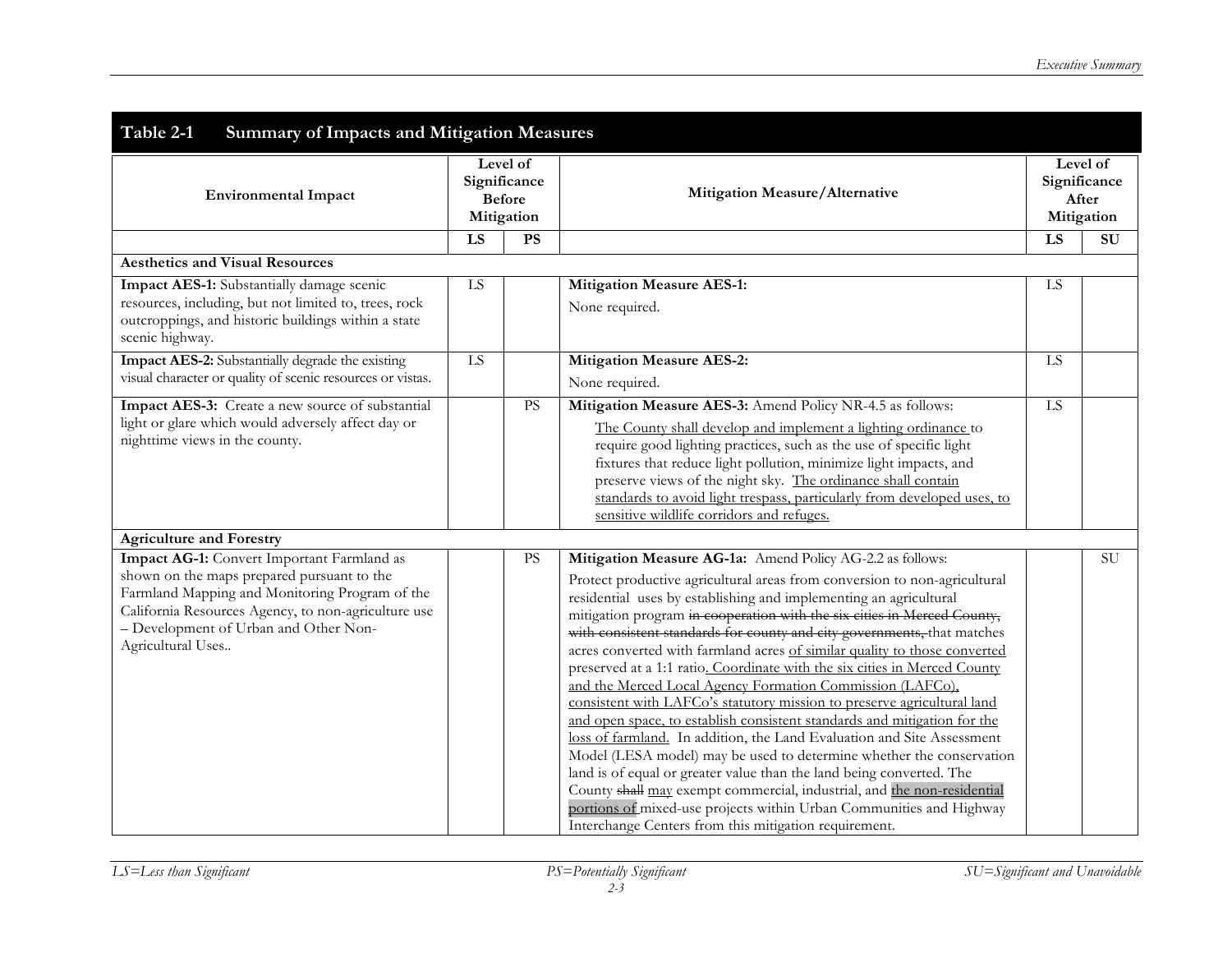## Table 2-1 Summary of Impacts and Mitigation Measures

| Environmental Impact | Level of Significance Before Mitigation | | Mitigation Measure/Alternative | Level of Significance After Mitigation | |
|---|---|---|---|---|---|
| | **LS** | **PS** | | **LS** | **SU** |
| **Aesthetics and Visual Resources** | | | | | |
| **Impact AES-1:** Substantially damage scenic resources, including, but not limited to, trees, rock outcroppings, and historic buildings within a state scenic highway. | LS | | **Mitigation Measure AES-1:** None required. | LS | |
| **Impact AES-2:** Substantially degrade the existing visual character or quality of scenic resources or vistas. | LS | | **Mitigation Measure AES-2:** None required. | LS | |
| **Impact AES-3:** Create a new source of substantial light or glare which would adversely affect day or nighttime views in the county. | | PS | **Mitigation Measure AES-3:** Amend Policy NR-4.5 as follows: <u>The County shall develop and implement a lighting ordinance</u> to require good lighting practices, such as the use of specific light fixtures that reduce light pollution, minimize light impacts, and preserve views of the night sky. <u>The ordinance shall contain standards to avoid light trespass, particularly from developed uses, to sensitive wildlife corridors and refuges.</u> | LS | |
| **Agriculture and Forestry** | | | | | |
| **Impact AG-1:** Convert Important Farmland as shown on the maps prepared pursuant to the Farmland Mapping and Monitoring Program of the California Resources Agency, to non-agriculture use – Development of Urban and Other Non-Agricultural Uses.. | | PS | **Mitigation Measure AG-1a:** Amend Policy AG-2.2 as follows: Protect productive agricultural areas from conversion to non-agricultural residential uses by establishing and implementing an agricultural mitigation program ~~in cooperation with the six cities in Merced County, with consistent standards for county and city governments,~~ that matches acres converted with farmland acres <u>of similar quality to those converted</u> preserved at a 1:1 ratio<u>. Coordinate with the six cities in Merced County and the Merced Local Agency Formation Commission (LAFCo), consistent with LAFCo's statutory mission to preserve agricultural land and open space, to establish consistent standards and mitigation for the loss of farmland.</u> In addition, the Land Evaluation and Site Assessment Model (LESA model) may be used to determine whether the conservation land is of equal or greater value than the land being converted. The County ~~shall~~ <u>may</u> exempt commercial, industrial, and <u>the non-residential portions of</u> mixed-use projects within Urban Communities and Highway Interchange Centers from this mitigation requirement. | | SU |

*LS=Less than Significant* *PS=Potentially Significant* *SU=Significant and Unavoidable*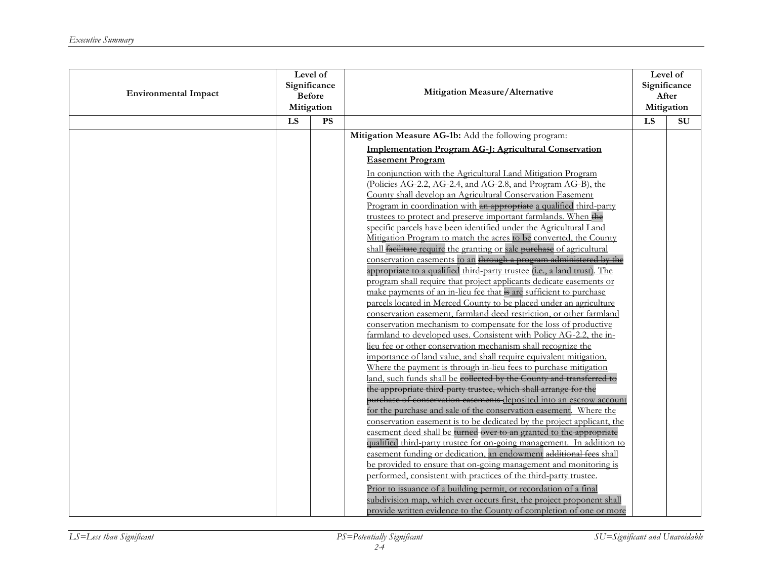| Environmental Impact | Level of Significance Before Mitigation | | Mitigation Measure/Alternative | Level of Significance After Mitigation | |
|---|---|---|---|---|---|
| | LS | PS | | LS | SU |
| | | | **Mitigation Measure AG-1b:** Add the following program:<br><br>**Implementation Program AG-J: Agricultural Conservation Easement Program**<br><br>In conjunction with the Agricultural Land Mitigation Program (Policies AG-2.2, AG-2.4, and AG-2.8, and Program AG-B), the County shall develop an Agricultural Conservation Easement Program in coordination with ~~an appropriate~~ a qualified third-party trustees to protect and preserve important farmlands. When ~~the~~ specific parcels have been identified under the Agricultural Land Mitigation Program to match the acres to be converted, the County shall ~~facilitate~~ require the granting or sale ~~purchase~~ of agricultural conservation easements to an ~~through a program administered by the appropriate~~ to a qualified third-party trustee (i.e., a land trust). The program shall require that project applicants dedicate easements or make payments of an in-lieu fee that ~~is~~ are sufficient to purchase parcels located in Merced County to be placed under an agriculture conservation easement, farmland deed restriction, or other farmland conservation mechanism to compensate for the loss of productive farmland to developed uses. Consistent with Policy AG-2.2, the in-lieu fee or other conservation mechanism shall recognize the importance of land value, and shall require equivalent mitigation. Where the payment is through in-lieu fees to purchase mitigation land, such funds shall be ~~collected by the County and transferred to the appropriate third-party trustee, which shall arrange for the purchase of conservation easements~~ deposited into an escrow account for the purchase and sale of the conservation easement. Where the conservation easement is to be dedicated by the project applicant, the easement deed shall be ~~turned over to an~~ granted to the ~~appropriate~~ qualified third-party trustee for on-going management. In addition to easement funding or dedication, an endowment ~~additional fees~~ shall be provided to ensure that on-going management and monitoring is performed, consistent with practices of the third-party trustee.<br><br>Prior to issuance of a building permit, or recordation of a final subdivision map, which ever occurs first, the project proponent shall provide written evidence to the County of completion of one or more | | |

LS=Less than Significant PS=Potentially Significant SU=Significant and Unavoidable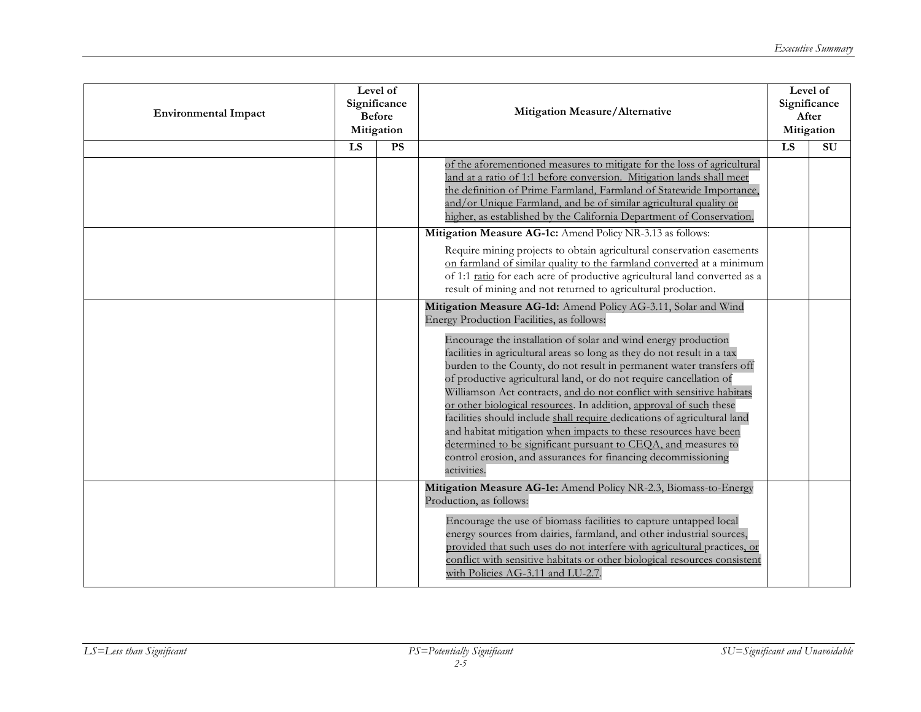| Environmental Impact | Level of Significance Before Mitigation | | Mitigation Measure/Alternative | Level of Significance After Mitigation | |
|---|---|---|---|---|---|
| | LS | PS | | LS | SU |
| | | | of the aforementioned measures to mitigate for the loss of agricultural land at a ratio of 1:1 before conversion. Mitigation lands shall meet the definition of Prime Farmland, Farmland of Statewide Importance, and/or Unique Farmland, and be of similar agricultural quality or higher, as established by the California Department of Conservation. | | |
| | | | **Mitigation Measure AG-1c:** Amend Policy NR-3.13 as follows:<br><br>Require mining projects to obtain agricultural conservation easements on farmland of similar quality to the farmland converted at a minimum of 1:1 ratio for each acre of productive agricultural land converted as a result of mining and not returned to agricultural production. | | |
| | | | **Mitigation Measure AG-1d:** Amend Policy AG-3.11, Solar and Wind Energy Production Facilities, as follows:<br><br>Encourage the installation of solar and wind energy production facilities in agricultural areas so long as they do not result in a tax burden to the County, do not result in permanent water transfers off of productive agricultural land, or do not require cancellation of Williamson Act contracts, and do not conflict with sensitive habitats or other biological resources. In addition, approval of such these facilities should include shall require dedications of agricultural land and habitat mitigation when impacts to these resources have been determined to be significant pursuant to CEQA, and measures to control erosion, and assurances for financing decommissioning activities. | | |
| | | | **Mitigation Measure AG-1e:** Amend Policy NR-2.3, Biomass-to-Energy Production, as follows:<br><br>Encourage the use of biomass facilities to capture untapped local energy sources from dairies, farmland, and other industrial sources, provided that such uses do not interfere with agricultural practices, or conflict with sensitive habitats or other biological resources consistent with Policies AG-3.11 and LU-2.7. | | |

LS=Less than Significant PS=Potentially Significant SU=Significant and Unavoidable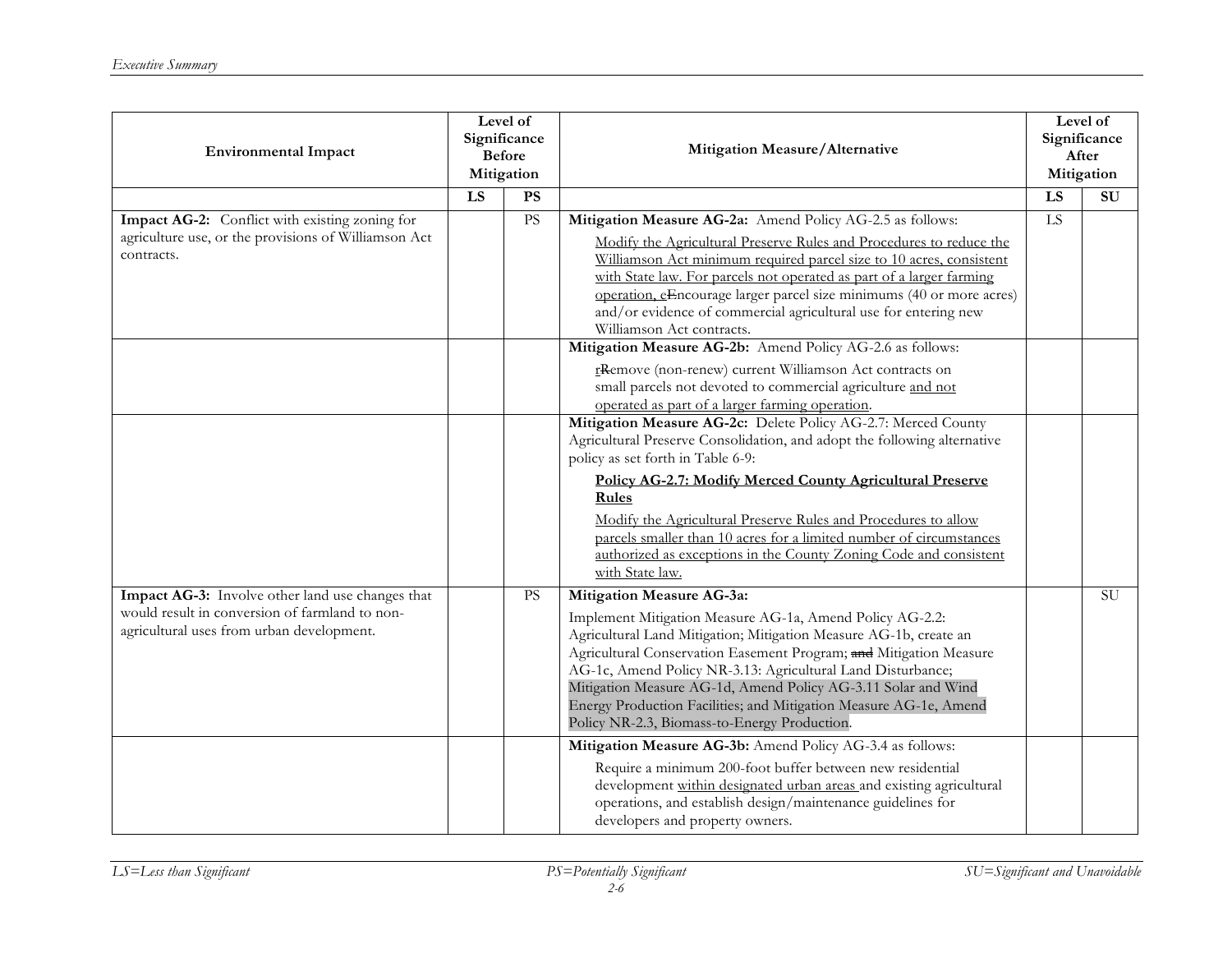| Environmental Impact | Level of Significance Before Mitigation | | Mitigation Measure/Alternative | Level of Significance After Mitigation | |
|---|---|---|---|---|---|
| | LS | PS | | LS | SU |
| **Impact AG-2:** Conflict with existing zoning for agriculture use, or the provisions of Williamson Act contracts. | | PS | **Mitigation Measure AG-2a:** Amend Policy AG-2.5 as follows:<br>Modify the Agricultural Preserve Rules and Procedures to reduce the Williamson Act minimum required parcel size to 10 acres, consistent with State law. For parcels not operated as part of a larger farming operation, e~~E~~ncourage larger parcel size minimums (40 or more acres) and/or evidence of commercial agricultural use for entering new Williamson Act contracts. | LS | |
| | | | **Mitigation Measure AG-2b:** Amend Policy AG-2.6 as follows:<br>r~~R~~emove (non-renew) current Williamson Act contracts on small parcels not devoted to commercial agriculture and not operated as part of a larger farming operation. | | |
| | | | **Mitigation Measure AG-2c:** Delete Policy AG-2.7: Merced County Agricultural Preserve Consolidation, and adopt the following alternative policy as set forth in Table 6-9:<br>**Policy AG-2.7: Modify Merced County Agricultural Preserve Rules**<br>Modify the Agricultural Preserve Rules and Procedures to allow parcels smaller than 10 acres for a limited number of circumstances authorized as exceptions in the County Zoning Code and consistent with State law. | | |
| **Impact AG-3:** Involve other land use changes that would result in conversion of farmland to non-agricultural uses from urban development. | | PS | **Mitigation Measure AG-3a:**<br>Implement Mitigation Measure AG-1a, Amend Policy AG-2.2: Agricultural Land Mitigation; Mitigation Measure AG-1b, create an Agricultural Conservation Easement Program; ~~and~~ Mitigation Measure AG-1c, Amend Policy NR-3.13: Agricultural Land Disturbance; Mitigation Measure AG-1d, Amend Policy AG-3.11 Solar and Wind Energy Production Facilities; and Mitigation Measure AG-1e, Amend Policy NR-2.3, Biomass-to-Energy Production. | | SU |
| | | | **Mitigation Measure AG-3b:** Amend Policy AG-3.4 as follows:<br>Require a minimum 200-foot buffer between new residential development within designated urban areas and existing agricultural operations, and establish design/maintenance guidelines for developers and property owners. | | |

LS=Less than Significant PS=Potentially Significant SU=Significant and Unavoidable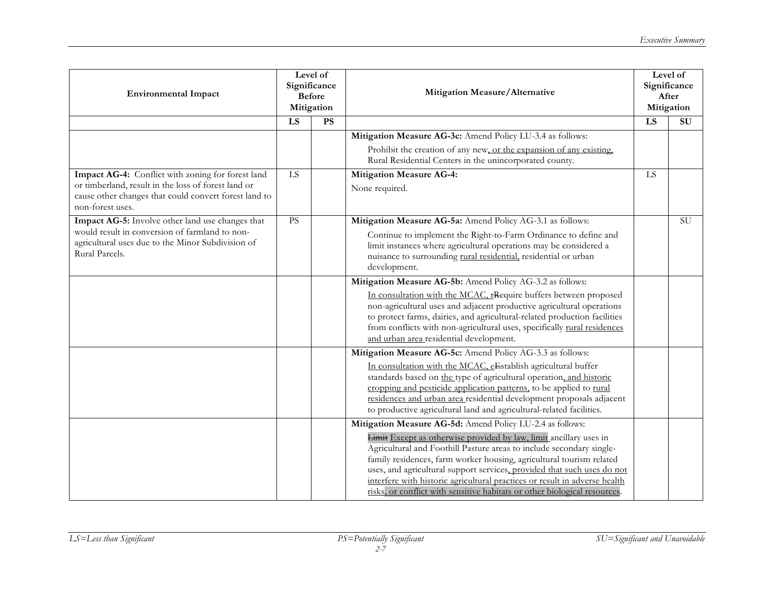| Environmental Impact | Level of Significance Before Mitigation | | Mitigation Measure/Alternative | Level of Significance After Mitigation | |
|---|---|---|---|---|---|
| | LS | PS | | LS | SU |
| | | | **Mitigation Measure AG-3c:** Amend Policy LU-3.4 as follows:<br><br>Prohibit the creation of any new, or the expansion of any existing, Rural Residential Centers in the unincorporated county. | | |
| **Impact AG-4:** Conflict with zoning for forest land or timberland, result in the loss of forest land or cause other changes that could convert forest land to non-forest uses. | LS | | **Mitigation Measure AG-4:**<br><br>None required. | LS | |
| **Impact AG-5:** Involve other land use changes that would result in conversion of farmland to non-agricultural uses due to the Minor Subdivision of Rural Parcels. | PS | | **Mitigation Measure AG-5a:** Amend Policy AG-3.1 as follows:<br><br>Continue to implement the Right-to-Farm Ordinance to define and limit instances where agricultural operations may be considered a nuisance to surrounding rural residential, residential or urban development. | | SU |
| | | | **Mitigation Measure AG-5b:** Amend Policy AG-3.2 as follows:<br><br>In consultation with the MCAC, rRequire buffers between proposed non-agricultural uses and adjacent productive agricultural operations to protect farms, dairies, and agricultural-related production facilities from conflicts with non-agricultural uses, specifically rural residences and urban area residential development. | | |
| | | | **Mitigation Measure AG-5c:** Amend Policy AG-3.3 as follows:<br><br>In consultation with the MCAC, eEstablish agricultural buffer standards based on the type of agricultural operation, and historic cropping and pesticide application patterns, to be applied to rural residences and urban area residential development proposals adjacent to productive agricultural land and agricultural-related facilities. | | |
| | | | **Mitigation Measure AG-5d:** Amend Policy LU-2.4 as follows:<br><br>~~Limit~~ Except as otherwise provided by law, limit ancillary uses in Agricultural and Foothill Pasture areas to include secondary single-family residences, farm worker housing, agricultural tourism related uses, and agricultural support services, provided that such uses do not interfere with historic agricultural practices or result in adverse health risks, or conflict with sensitive habitats or other biological resources. | | |

*LS=Less than Significant* *PS=Potentially Significant* *SU=Significant and Unavoidable*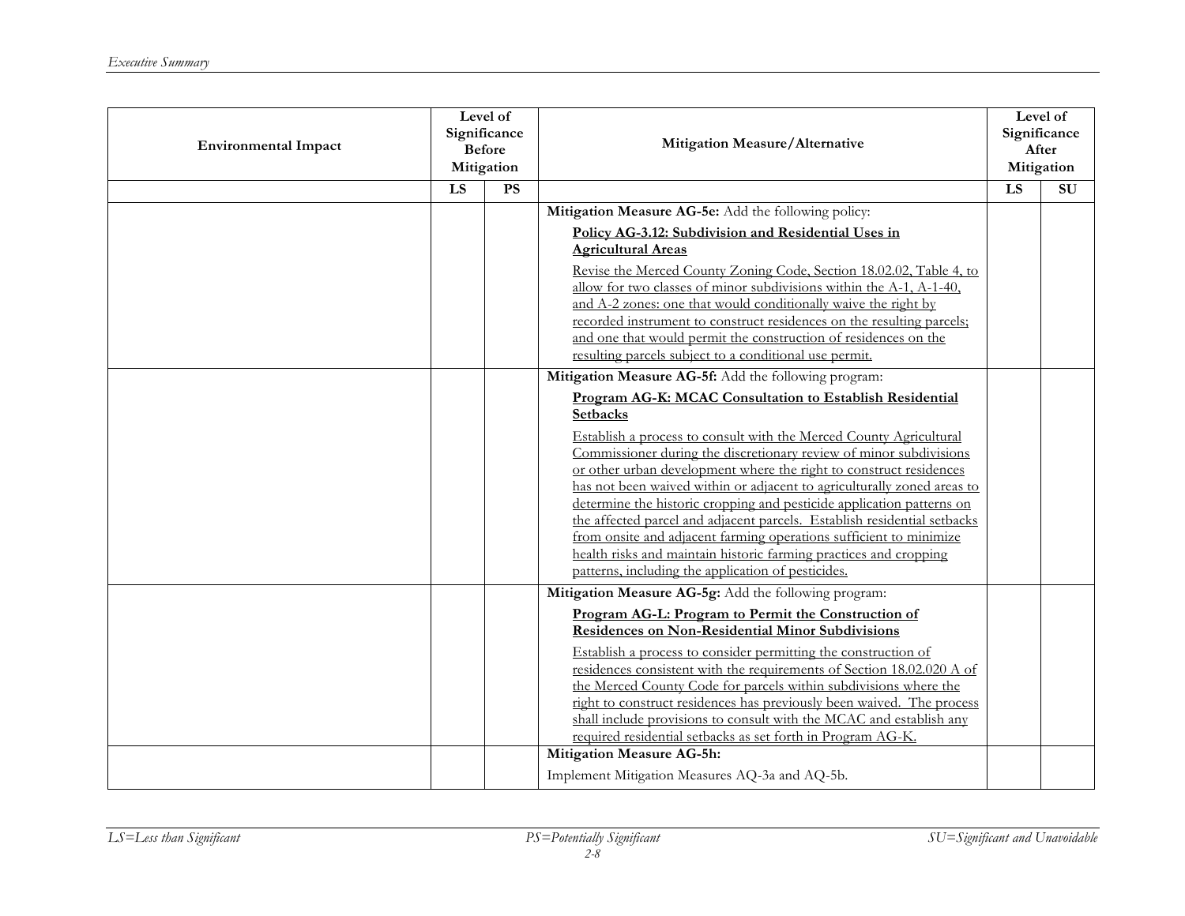| Environmental Impact | Level of Significance Before Mitigation | | Mitigation Measure/Alternative | Level of Significance After Mitigation | |
|---|---|---|---|---|---|
| | LS | PS | | LS | SU |
| | | | **Mitigation Measure AG-5e:** Add the following policy:<br><br>**Policy AG-3.12: Subdivision and Residential Uses in Agricultural Areas**<br><br>Revise the Merced County Zoning Code, Section 18.02.02, Table 4, to allow for two classes of minor subdivisions within the A-1, A-1-40, and A-2 zones: one that would conditionally waive the right by recorded instrument to construct residences on the resulting parcels; and one that would permit the construction of residences on the resulting parcels subject to a conditional use permit. | | |
| | | | **Mitigation Measure AG-5f:** Add the following program:<br><br>**Program AG-K: MCAC Consultation to Establish Residential Setbacks**<br><br>Establish a process to consult with the Merced County Agricultural Commissioner during the discretionary review of minor subdivisions or other urban development where the right to construct residences has not been waived within or adjacent to agriculturally zoned areas to determine the historic cropping and pesticide application patterns on the affected parcel and adjacent parcels. Establish residential setbacks from onsite and adjacent farming operations sufficient to minimize health risks and maintain historic farming practices and cropping patterns, including the application of pesticides. | | |
| | | | **Mitigation Measure AG-5g:** Add the following program:<br><br>**Program AG-L: Program to Permit the Construction of Residences on Non-Residential Minor Subdivisions**<br><br>Establish a process to consider permitting the construction of residences consistent with the requirements of Section 18.02.020 A of the Merced County Code for parcels within subdivisions where the right to construct residences has previously been waived. The process shall include provisions to consult with the MCAC and establish any required residential setbacks as set forth in Program AG-K. | | |
| | | | **Mitigation Measure AG-5h:**<br><br>Implement Mitigation Measures AQ-3a and AQ-5b. | | |

*LS=Less than Significant* *PS=Potentially Significant* *SU=Significant and Unavoidable*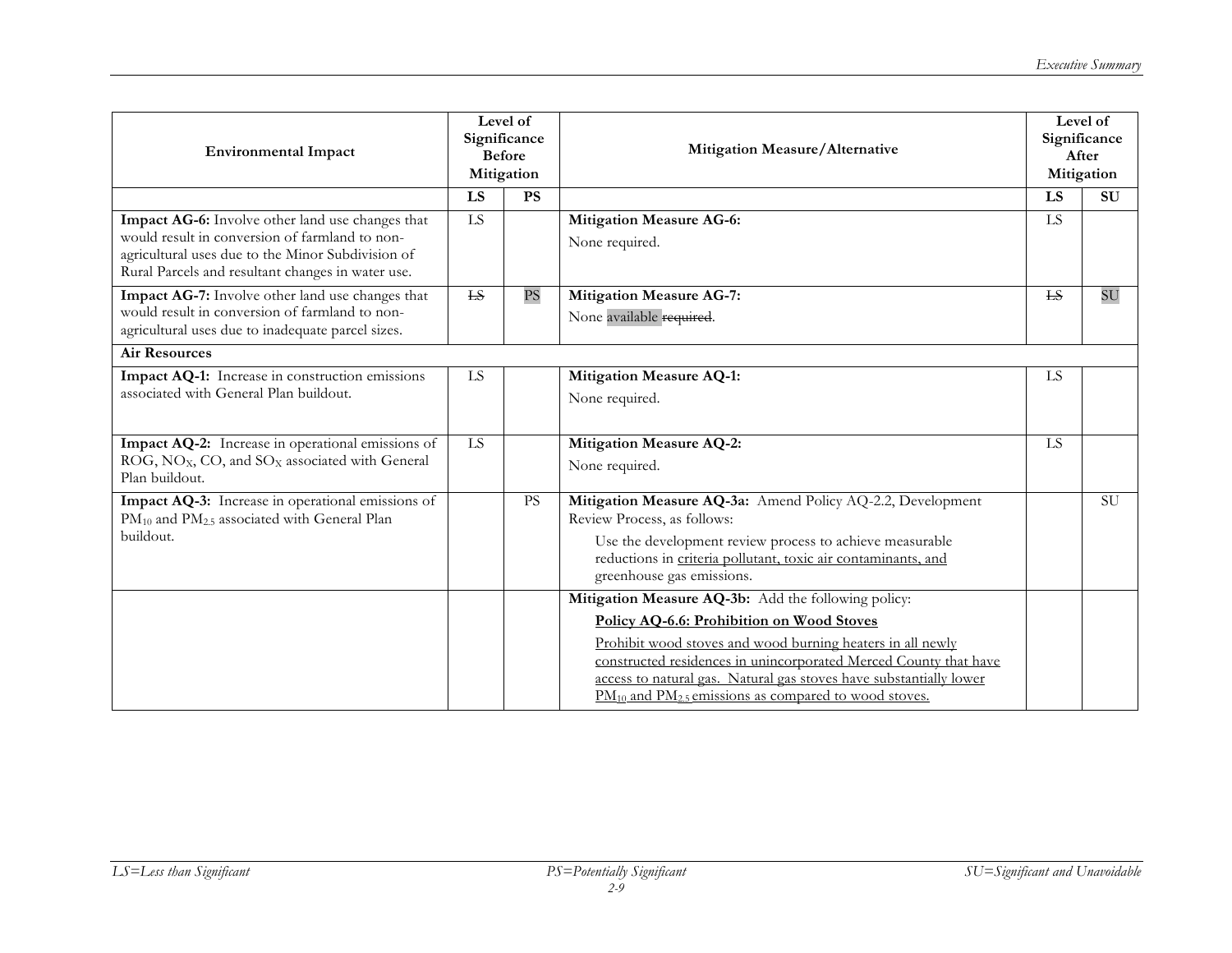| Environmental Impact | Level of Significance Before Mitigation | | Mitigation Measure/Alternative | Level of Significance After Mitigation | |
|---|---|---|---|---|---|
| | LS | PS | | LS | SU |
| **Impact AG-6:** Involve other land use changes that would result in conversion of farmland to non-agricultural uses due to the Minor Subdivision of Rural Parcels and resultant changes in water use. | LS | | **Mitigation Measure AG-6:** None required. | LS | |
| **Impact AG-7:** Involve other land use changes that would result in conversion of farmland to non-agricultural uses due to inadequate parcel sizes. | ~~LS~~ | PS | **Mitigation Measure AG-7:** None available ~~required~~. | ~~LS~~ | SU |
| **Air Resources** | | | | | |
| **Impact AQ-1:** Increase in construction emissions associated with General Plan buildout. | LS | | **Mitigation Measure AQ-1:** None required. | LS | |
| **Impact AQ-2:** Increase in operational emissions of ROG, $NO_X$, CO, and $SO_X$ associated with General Plan buildout. | LS | | **Mitigation Measure AQ-2:** None required. | LS | |
| **Impact AQ-3:** Increase in operational emissions of $PM_{10}$ and $PM_{2.5}$ associated with General Plan buildout. | | PS | **Mitigation Measure AQ-3a:** Amend Policy AQ-2.2, Development Review Process, as follows: Use the development review process to achieve measurable reductions in <u>criteria pollutant, toxic air contaminants, and</u> greenhouse gas emissions. | | SU |
| | | | **Mitigation Measure AQ-3b:** Add the following policy: <u>**Policy AQ-6.6: Prohibition on Wood Stoves**</u> <u>Prohibit wood stoves and wood burning heaters in all newly constructed residences in unincorporated Merced County that have access to natural gas. Natural gas stoves have substantially lower $PM_{10}$ and $PM_{2.5}$ emissions as compared to wood stoves.</u> | | |

*LS=Less than Significant* *PS=Potentially Significant* *SU=Significant and Unavoidable*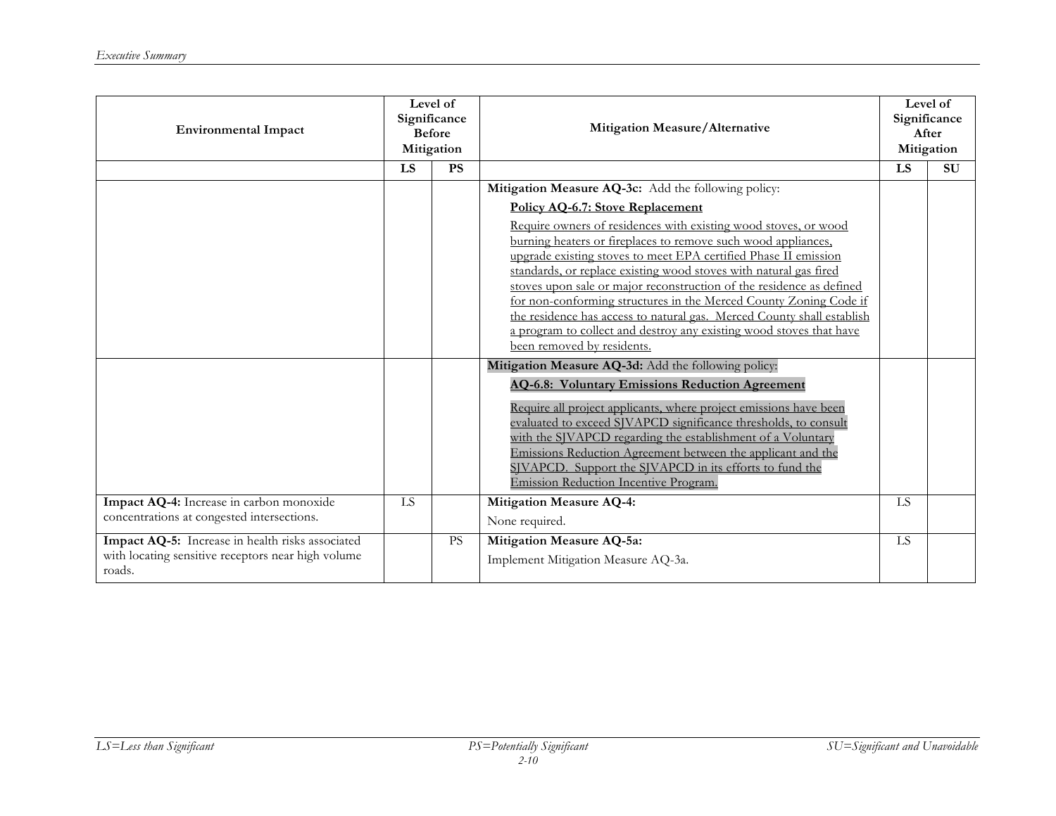| Environmental Impact | Level of Significance Before Mitigation | | Mitigation Measure/Alternative | Level of Significance After Mitigation | |
|---|---|---|---|---|---|
| | LS | PS | | LS | SU |
| | | | **Mitigation Measure AQ-3c:** Add the following policy: <br> **Policy AQ-6.7: Stove Replacement** <br> Require owners of residences with existing wood stoves, or wood burning heaters or fireplaces to remove such wood appliances, upgrade existing stoves to meet EPA certified Phase II emission standards, or replace existing wood stoves with natural gas fired stoves upon sale or major reconstruction of the residence as defined for non-conforming structures in the Merced County Zoning Code if the residence has access to natural gas. Merced County shall establish a program to collect and destroy any existing wood stoves that have been removed by residents. | | |
| | | | **Mitigation Measure AQ-3d:** Add the following policy: <br> **AQ-6.8: Voluntary Emissions Reduction Agreement** <br> Require all project applicants, where project emissions have been evaluated to exceed SJVAPCD significance thresholds, to consult with the SJVAPCD regarding the establishment of a Voluntary Emissions Reduction Agreement between the applicant and the SJVAPCD. Support the SJVAPCD in its efforts to fund the Emission Reduction Incentive Program. | | |
| **Impact AQ-4:** Increase in carbon monoxide concentrations at congested intersections. | LS | | **Mitigation Measure AQ-4:** <br> None required. | LS | |
| **Impact AQ-5:** Increase in health risks associated with locating sensitive receptors near high volume roads. | | PS | **Mitigation Measure AQ-5a:** <br> Implement Mitigation Measure AQ-3a. | LS | |

*LS=Less than Significant* *PS=Potentially Significant* *SU=Significant and Unavoidable*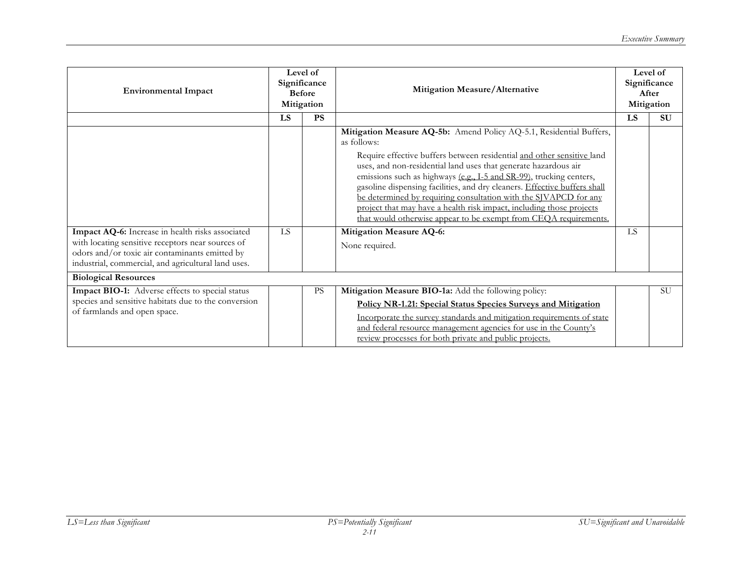| Environmental Impact | Level of Significance Before Mitigation | | Mitigation Measure/Alternative | Level of Significance After Mitigation | |
|---|---|---|---|---|---|
| | **LS** | **PS** | | **LS** | **SU** |
| | | | **Mitigation Measure AQ-5b:** Amend Policy AQ-5.1, Residential Buffers, as follows:<br><br>Require effective buffers between residential <u>and other sensitive</u> land uses, and non-residential land uses that generate hazardous air emissions such as highways <u>(e.g., I-5 and SR-99)</u>, trucking centers, gasoline dispensing facilities, and dry cleaners. <u>Effective buffers shall be determined by requiring consultation with the SJVAPCD for any project that may have a health risk impact, including those projects that would otherwise appear to be exempt from CEQA requirements.</u> | | |
| **Impact AQ-6:** Increase in health risks associated with locating sensitive receptors near sources of odors and/or toxic air contaminants emitted by industrial, commercial, and agricultural land uses. | LS | | **Mitigation Measure AQ-6:**<br><br>None required. | LS | |
| **Biological Resources** | | | | | |
| **Impact BIO-1:** Adverse effects to special status species and sensitive habitats due to the conversion of farmlands and open space. | | PS | **Mitigation Measure BIO-1a:** Add the following policy:<br><br>**<u>Policy NR-1.21: Special Status Species Surveys and Mitigation</u>**<br><br><u>Incorporate the survey standards and mitigation requirements of state and federal resource management agencies for use in the County's review processes for both private and public projects.</u> | | SU |

LS=Less than Significant | PS=Potentially Significant | SU=Significant and Unavoidable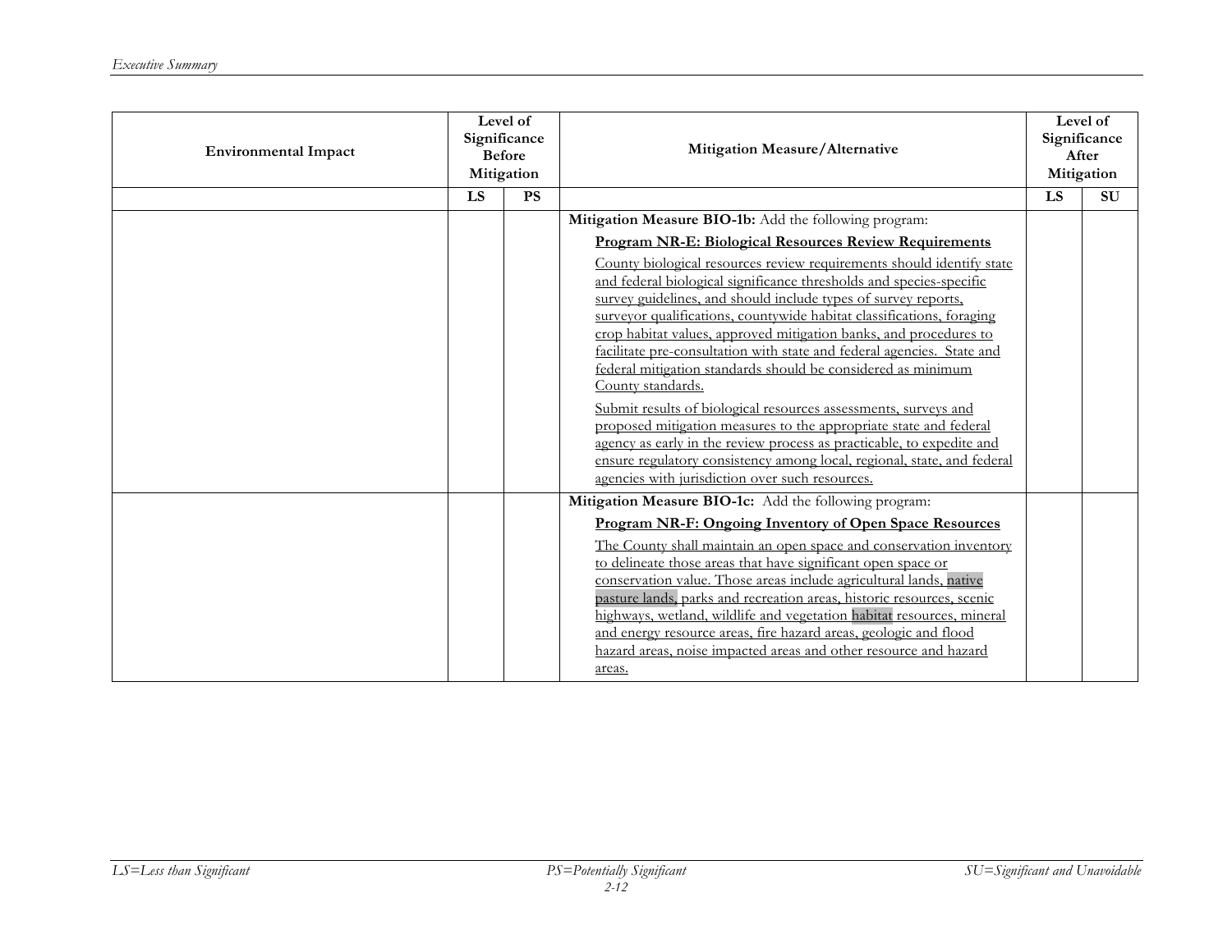| Environmental Impact | Level of Significance Before Mitigation | | Mitigation Measure/Alternative | Level of Significance After Mitigation | |
|---|---|---|---|---|---|
| | LS | PS | | LS | SU |
| | | | **Mitigation Measure BIO-1b:** Add the following program:<br><br>**Program NR-E: Biological Resources Review Requirements**<br><br>County biological resources review requirements should identify state and federal biological significance thresholds and species-specific survey guidelines, and should include types of survey reports, surveyor qualifications, countywide habitat classifications, foraging crop habitat values, approved mitigation banks, and procedures to facilitate pre-consultation with state and federal agencies. State and federal mitigation standards should be considered as minimum County standards.<br><br>Submit results of biological resources assessments, surveys and proposed mitigation measures to the appropriate state and federal agency as early in the review process as practicable, to expedite and ensure regulatory consistency among local, regional, state, and federal agencies with jurisdiction over such resources. | | |
| | | | **Mitigation Measure BIO-1c:** Add the following program:<br><br>**Program NR-F: Ongoing Inventory of Open Space Resources**<br><br>The County shall maintain an open space and conservation inventory to delineate those areas that have significant open space or conservation value. Those areas include agricultural lands, native pasture lands, parks and recreation areas, historic resources, scenic highways, wetland, wildlife and vegetation habitat resources, mineral and energy resource areas, fire hazard areas, geologic and flood hazard areas, noise impacted areas and other resource and hazard areas. | | |

*LS=Less than Significant* *PS=Potentially Significant* *SU=Significant and Unavoidable*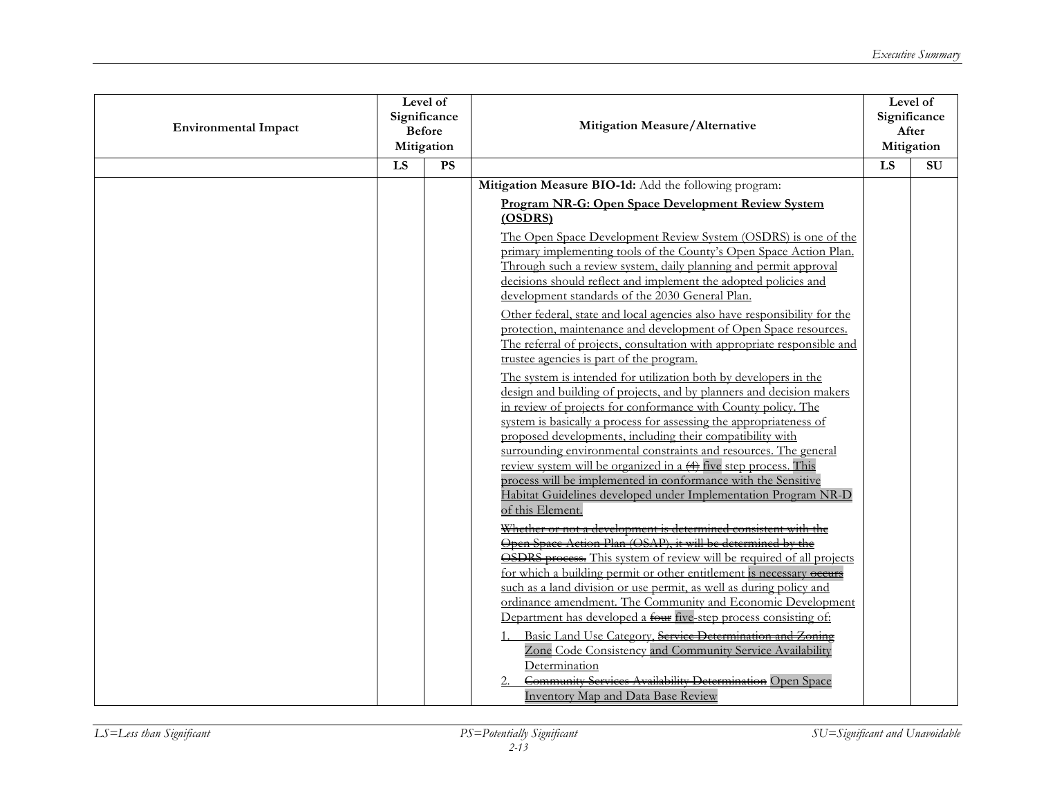| Environmental Impact | Level of Significance Before Mitigation | | Mitigation Measure/Alternative | Level of Significance After Mitigation | |
|---|---|---|---|---|---|
| | LS | PS | | LS | SU |
| | | | **Mitigation Measure BIO-1d:** Add the following program:<br><br>**Program NR-G: Open Space Development Review System (OSDRS)**<br><br>The Open Space Development Review System (OSDRS) is one of the primary implementing tools of the County's Open Space Action Plan. Through such a review system, daily planning and permit approval decisions should reflect and implement the adopted policies and development standards of the 2030 General Plan.<br><br>Other federal, state and local agencies also have responsibility for the protection, maintenance and development of Open Space resources. The referral of projects, consultation with appropriate responsible and trustee agencies is part of the program.<br><br>The system is intended for utilization both by developers in the design and building of projects, and by planners and decision makers in review of projects for conformance with County policy. The system is basically a process for assessing the appropriateness of proposed developments, including their compatibility with surrounding environmental constraints and resources. The general review system will be organized in a ~~(4)~~ five step process. This process will be implemented in conformance with the Sensitive Habitat Guidelines developed under Implementation Program NR-D of this Element.<br><br>~~Whether or not a development is determined consistent with the Open Space Action Plan (OSAP), it will be determined by the OSDRS process.~~ This system of review will be required of all projects for which a building permit or other entitlement is necessary ~~occurs~~ such as a land division or use permit, as well as during policy and ordinance amendment. The Community and Economic Development Department has developed a ~~four~~ five-step process consisting of:<br><br>1. Basic Land Use Category, ~~Service Determination and Zoning Zone~~ Code Consistency and Community Service Availability Determination<br>2. ~~Community Services Availability Determination~~ Open Space Inventory Map and Data Base Review | | |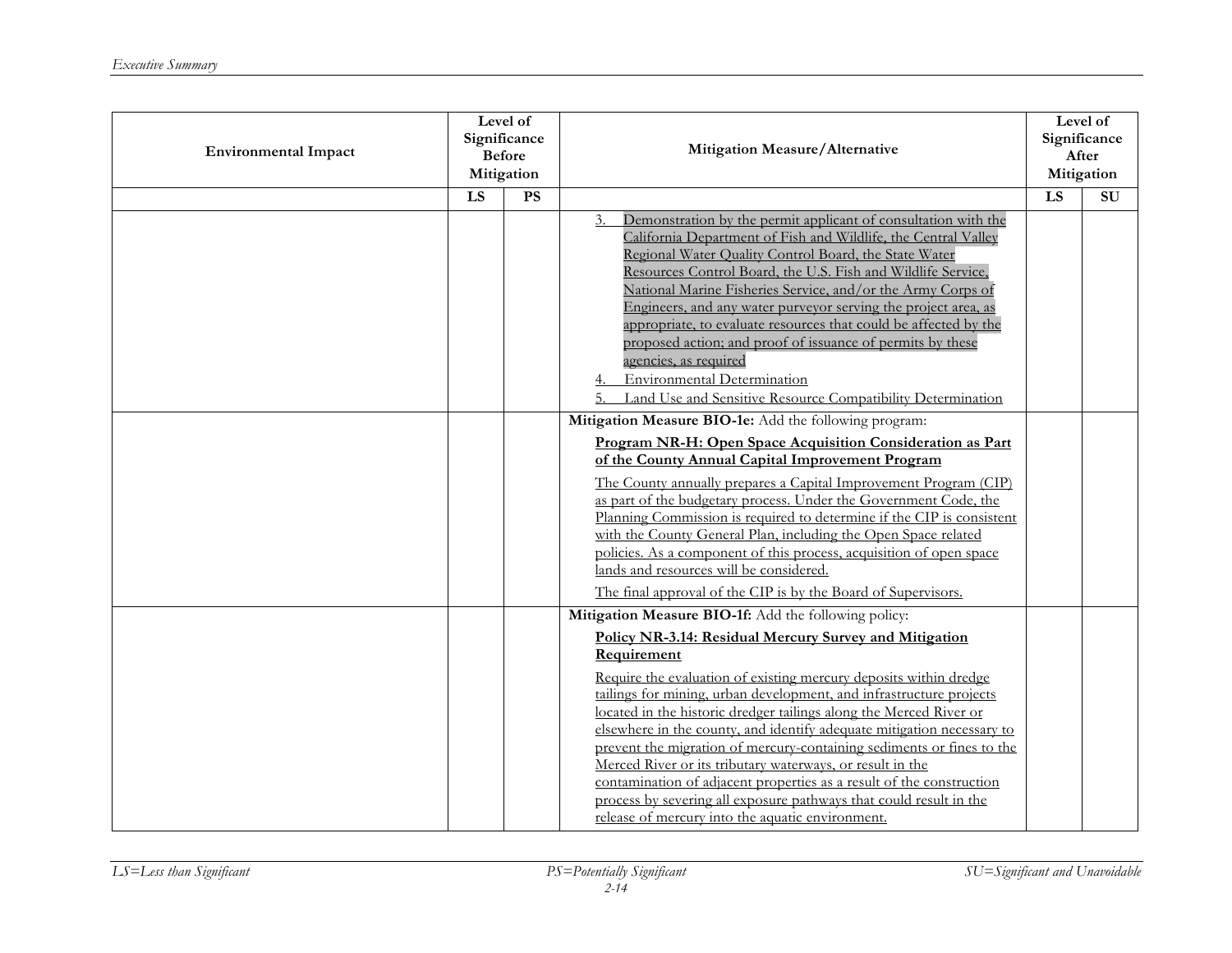| Environmental Impact | Level of Significance Before Mitigation | | Mitigation Measure/Alternative | Level of Significance After Mitigation | |
|---|---|---|---|---|---|
| | LS | PS | | LS | SU |
| | | | 3. Demonstration by the permit applicant of consultation with the California Department of Fish and Wildlife, the Central Valley Regional Water Quality Control Board, the State Water Resources Control Board, the U.S. Fish and Wildlife Service, National Marine Fisheries Service, and/or the Army Corps of Engineers, and any water purveyor serving the project area, as appropriate, to evaluate resources that could be affected by the proposed action; and proof of issuance of permits by these agencies, as required<br>4. Environmental Determination<br>5. Land Use and Sensitive Resource Compatibility Determination | | |
| | | | **Mitigation Measure BIO-1e:** Add the following program:<br>**Program NR-H: Open Space Acquisition Consideration as Part of the County Annual Capital Improvement Program**<br>The County annually prepares a Capital Improvement Program (CIP) as part of the budgetary process. Under the Government Code, the Planning Commission is required to determine if the CIP is consistent with the County General Plan, including the Open Space related policies. As a component of this process, acquisition of open space lands and resources will be considered.<br>The final approval of the CIP is by the Board of Supervisors. | | |
| | | | **Mitigation Measure BIO-1f:** Add the following policy:<br>**Policy NR-3.14: Residual Mercury Survey and Mitigation Requirement**<br>Require the evaluation of existing mercury deposits within dredge tailings for mining, urban development, and infrastructure projects located in the historic dredger tailings along the Merced River or elsewhere in the county, and identify adequate mitigation necessary to prevent the migration of mercury-containing sediments or fines to the Merced River or its tributary waterways, or result in the contamination of adjacent properties as a result of the construction process by severing all exposure pathways that could result in the release of mercury into the aquatic environment. | | |

*LS=Less than Significant* *PS=Potentially Significant* *SU=Significant and Unavoidable*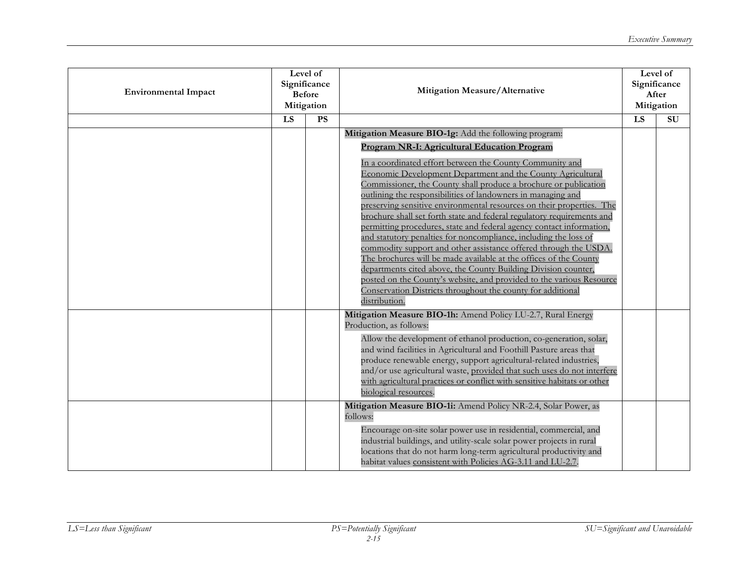| Environmental Impact | Level of Significance Before Mitigation | | Mitigation Measure/Alternative | Level of Significance After Mitigation | |
|---|---|---|---|---|---|
| | LS | PS | | LS | SU |
| | | | **Mitigation Measure BIO-1g:** Add the following program:<br>**Program NR-I: Agricultural Education Program**<br>In a coordinated effort between the County Community and Economic Development Department and the County Agricultural Commissioner, the County shall produce a brochure or publication outlining the responsibilities of landowners in managing and preserving sensitive environmental resources on their properties. The brochure shall set forth state and federal regulatory requirements and permitting procedures, state and federal agency contact information, and statutory penalties for noncompliance, including the loss of commodity support and other assistance offered through the USDA. The brochures will be made available at the offices of the County departments cited above, the County Building Division counter, posted on the County's website, and provided to the various Resource Conservation Districts throughout the county for additional distribution. | | |
| | | | **Mitigation Measure BIO-1h:** Amend Policy LU-2.7, Rural Energy Production, as follows:<br>Allow the development of ethanol production, co-generation, solar, and wind facilities in Agricultural and Foothill Pasture areas that produce renewable energy, support agricultural-related industries, and/or use agricultural waste, provided that such uses do not interfere with agricultural practices or conflict with sensitive habitats or other biological resources. | | |
| | | | **Mitigation Measure BIO-1i:** Amend Policy NR-2.4, Solar Power, as follows:<br>Encourage on-site solar power use in residential, commercial, and industrial buildings, and utility-scale solar power projects in rural locations that do not harm long-term agricultural productivity and habitat values consistent with Policies AG-3.11 and LU-2.7. | | |

*LS=Less than Significant* | *PS=Potentially Significant* | *SU=Significant and Unavoidable*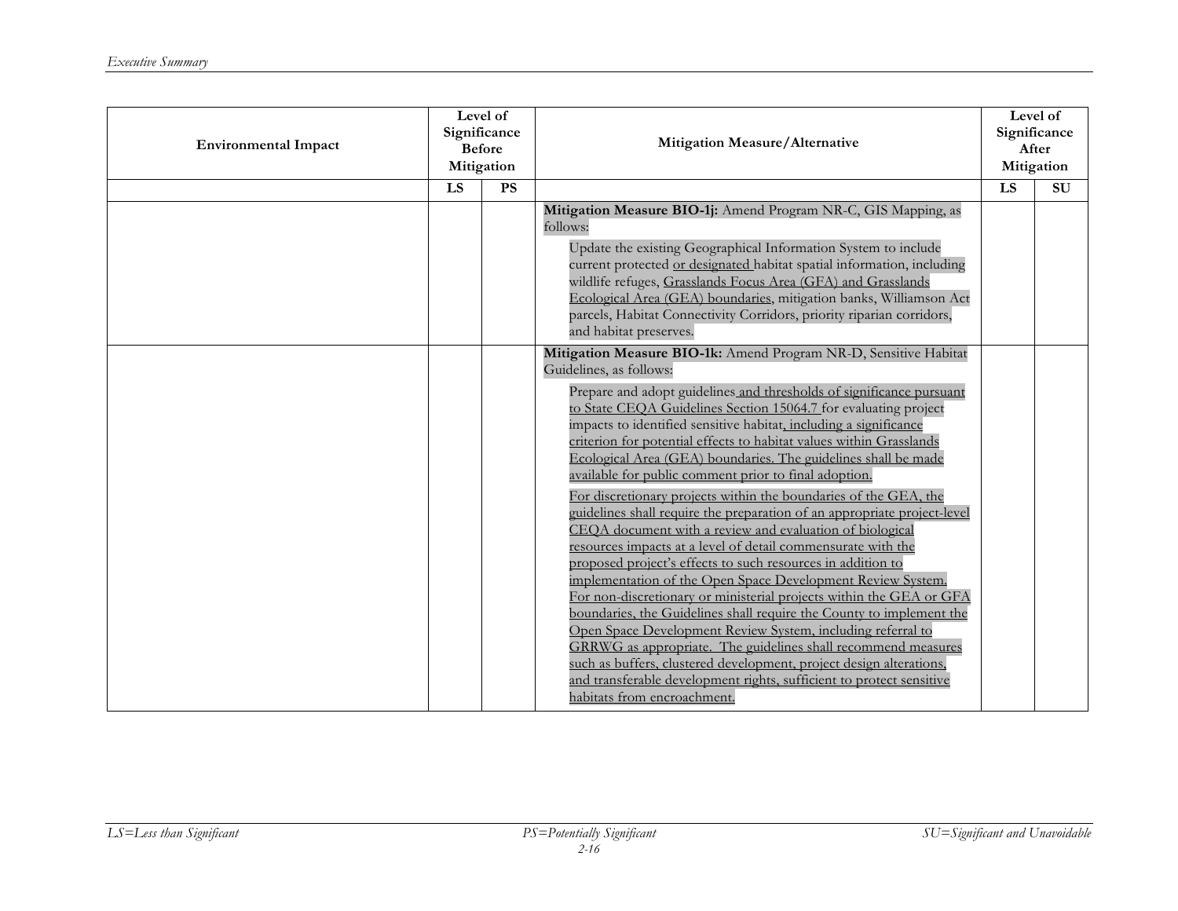| Environmental Impact | Level of Significance Before Mitigation | | Mitigation Measure/Alternative | Level of Significance After Mitigation | |
|---|---|---|---|---|---|
| | LS | PS | | LS | SU |
| | | | **Mitigation Measure BIO-1j:** Amend Program NR-C, GIS Mapping, as follows:<br><br>Update the existing Geographical Information System to include current protected <u>or designated</u> habitat spatial information, including wildlife refuges, <u>Grasslands Focus Area (GFA) and Grasslands Ecological Area (GEA) boundaries</u>, mitigation banks, Williamson Act parcels, Habitat Connectivity Corridors, priority riparian corridors, and habitat preserves. | | |
| | | | **Mitigation Measure BIO-1k:** Amend Program NR-D, Sensitive Habitat Guidelines, as follows:<br><br>Prepare and adopt guidelines <u>and thresholds of significance pursuant to State CEQA Guidelines Section 15064.7</u> for evaluating project impacts to identified sensitive habitat<u>, including a significance criterion for potential effects to habitat values within Grasslands Ecological Area (GEA) boundaries. The guidelines shall be made available for public comment prior to final adoption.</u><br><br><u>For discretionary projects within the boundaries of the GEA, the guidelines shall require the preparation of an appropriate project-level CEQA document with a review and evaluation of biological resources impacts at a level of detail commensurate with the proposed project's effects to such resources in addition to implementation of the Open Space Development Review System. For non-discretionary or ministerial projects within the GEA or GFA boundaries, the Guidelines shall require the County to implement the Open Space Development Review System, including referral to GRRWG as appropriate. The guidelines shall recommend measures such as buffers, clustered development, project design alterations, and transferable development rights, sufficient to protect sensitive habitats from encroachment.</u> | | |

*LS=Less than Significant* *PS=Potentially Significant* *SU=Significant and Unavoidable*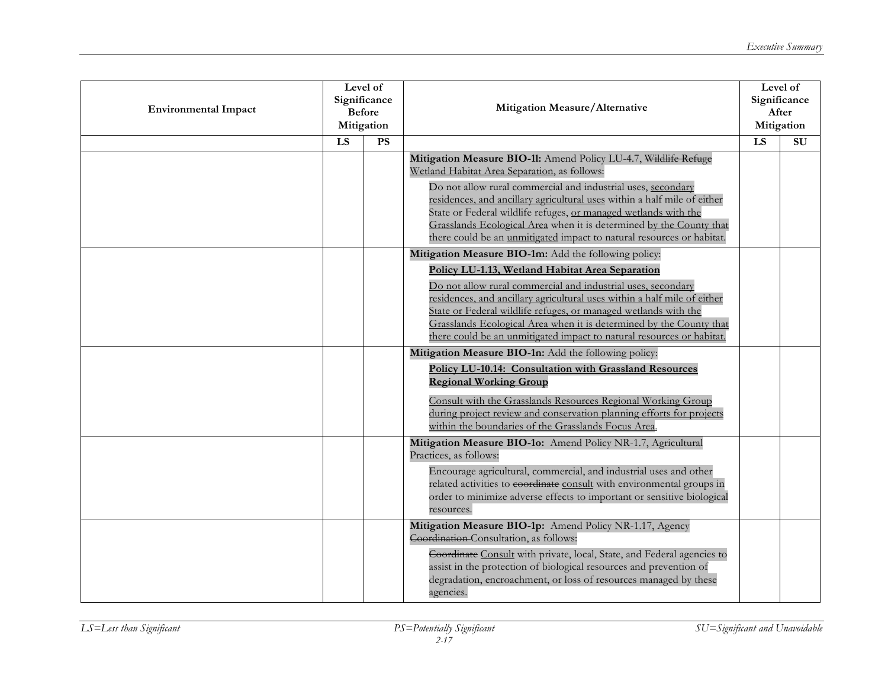| Environmental Impact | Level of Significance Before Mitigation | | Mitigation Measure/Alternative | Level of Significance After Mitigation | |
|---|---|---|---|---|---|
| | LS | PS | | LS | SU |
| | | | **Mitigation Measure BIO-1l:** Amend Policy LU-4.7, ~~Wildlife Refuge~~ <u>Wetland Habitat Area Separation</u>, as follows:<br><br>Do not allow rural commercial and industrial uses, <u>secondary residences, and ancillary agricultural uses</u> within a half mile of either State or Federal wildlife refuges, <u>or managed wetlands with the Grasslands Ecological Area</u> when it is determined <u>by the County that</u> there could be an <u>unmitigated</u> impact to natural resources or habitat. | | |
| | | | **Mitigation Measure BIO-1m:** Add the following policy:<br><br>**<u>Policy LU-1.13, Wetland Habitat Area Separation</u>**<br><br><u>Do not allow rural commercial and industrial uses, secondary residences, and ancillary agricultural uses within a half mile of either State or Federal wildlife refuges, or managed wetlands with the Grasslands Ecological Area when it is determined by the County that there could be an unmitigated impact to natural resources or habitat.</u> | | |
| | | | **Mitigation Measure BIO-1n:** Add the following policy:<br><br>**<u>Policy LU-10.14: Consultation with Grassland Resources Regional Working Group</u>**<br><br><u>Consult with the Grasslands Resources Regional Working Group during project review and conservation planning efforts for projects within the boundaries of the Grasslands Focus Area</u>. | | |
| | | | **Mitigation Measure BIO-1o:** Amend Policy NR-1.7, Agricultural Practices, as follows:<br><br>Encourage agricultural, commercial, and industrial uses and other related activities to ~~coordinate~~ <u>consult</u> with environmental groups in order to minimize adverse effects to important or sensitive biological resources. | | |
| | | | **Mitigation Measure BIO-1p:** Amend Policy NR-1.17, Agency ~~Coordination~~ Consultation, as follows:<br><br>~~Coordinate~~ <u>Consult</u> with private, local, State, and Federal agencies to assist in the protection of biological resources and prevention of degradation, encroachment, or loss of resources managed by these agencies. | | |

*LS=Less than Significant* *PS=Potentially Significant* *SU=Significant and Unavoidable*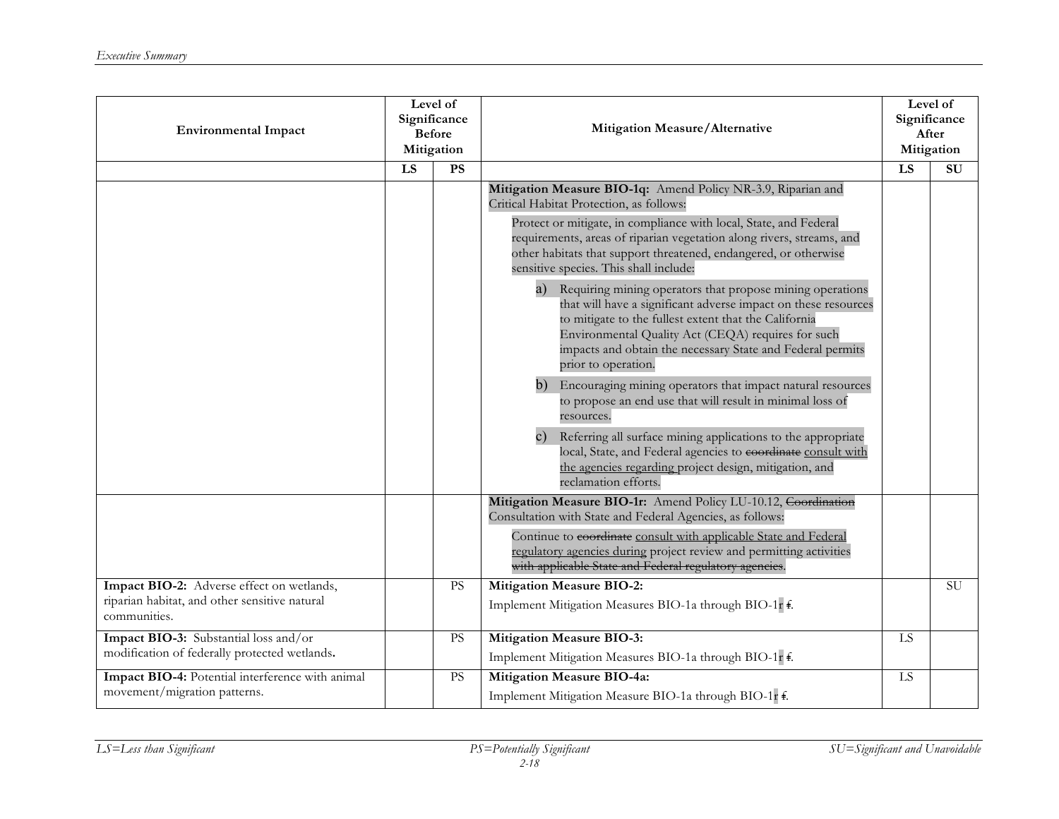| Environmental Impact | Level of Significance Before Mitigation | | Mitigation Measure/Alternative | Level of Significance After Mitigation | |
|---|---|---|---|---|---|
| | LS | PS | | LS | SU |
| | | | **Mitigation Measure BIO-1q:** Amend Policy NR-3.9, Riparian and Critical Habitat Protection, as follows:<br><br>Protect or mitigate, in compliance with local, State, and Federal requirements, areas of riparian vegetation along rivers, streams, and other habitats that support threatened, endangered, or otherwise sensitive species. This shall include:<br><br>a) Requiring mining operators that propose mining operations that will have a significant adverse impact on these resources to mitigate to the fullest extent that the California Environmental Quality Act (CEQA) requires for such impacts and obtain the necessary State and Federal permits prior to operation.<br><br>b) Encouraging mining operators that impact natural resources to propose an end use that will result in minimal loss of resources.<br><br>c) Referring all surface mining applications to the appropriate local, State, and Federal agencies to ~~coordinate~~ consult with the agencies regarding project design, mitigation, and reclamation efforts. | | |
| | | | **Mitigation Measure BIO-1r:** Amend Policy LU-10.12, ~~Coordination~~ Consultation with State and Federal Agencies, as follows:<br><br>Continue to ~~coordinate~~ consult with applicable State and Federal regulatory agencies during project review and permitting activities ~~with applicable State and Federal regulatory agencies~~. | | |
| **Impact BIO-2:** Adverse effect on wetlands, riparian habitat, and other sensitive natural communities. | | PS | **Mitigation Measure BIO-2:**<br><br>Implement Mitigation Measures BIO-1a through BIO-1r ~~f~~. | | SU |
| **Impact BIO-3:** Substantial loss and/or modification of federally protected wetlands. | | PS | **Mitigation Measure BIO-3:**<br><br>Implement Mitigation Measures BIO-1a through BIO-1r ~~f~~. | LS | |
| **Impact BIO-4:** Potential interference with animal movement/migration patterns. | | PS | **Mitigation Measure BIO-4a:**<br><br>Implement Mitigation Measure BIO-1a through BIO-1r ~~f~~. | LS | |

LS=Less than Significant    PS=Potentially Significant    SU=Significant and Unavoidable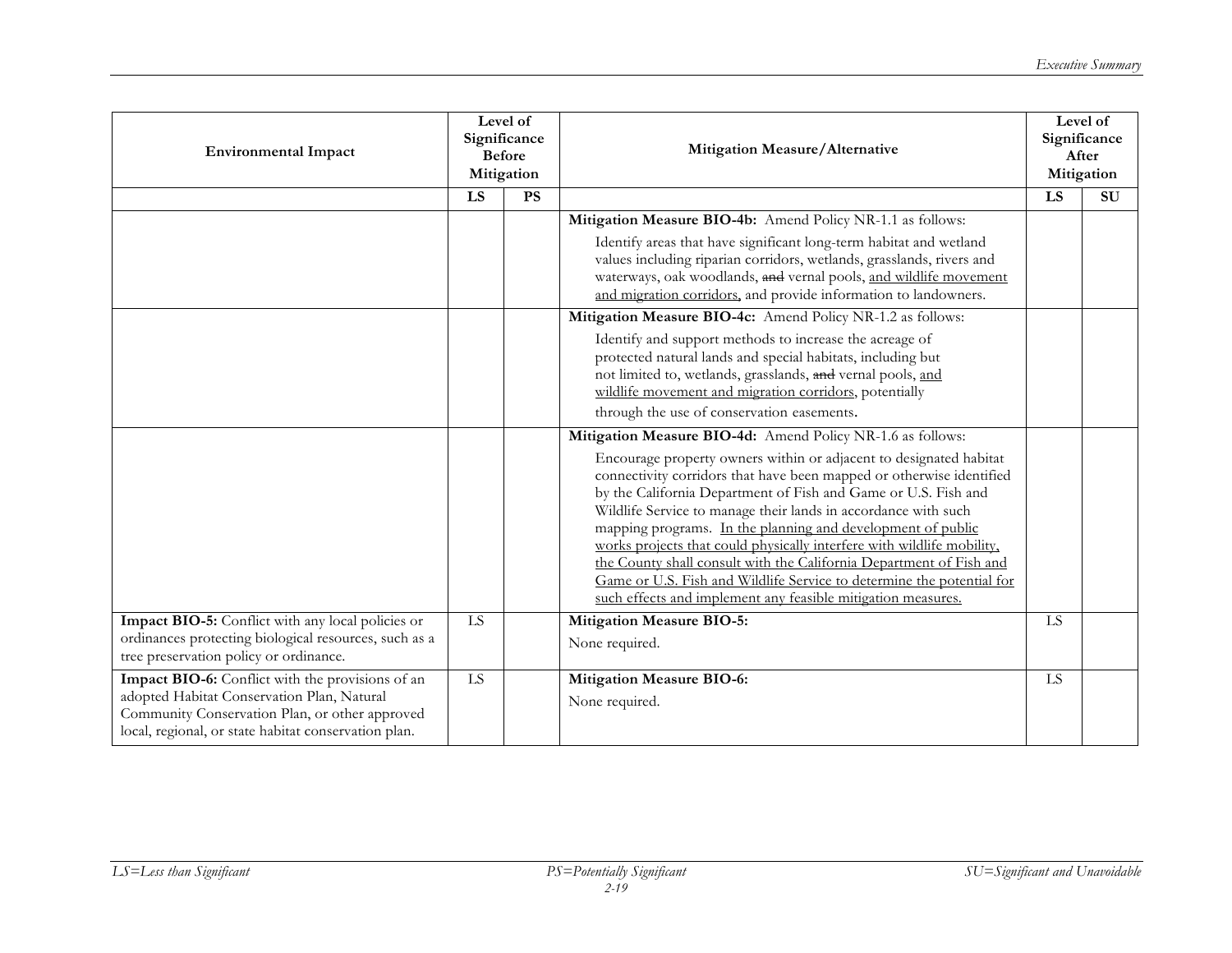| Environmental Impact | Level of Significance Before Mitigation | | Mitigation Measure/Alternative | Level of Significance After Mitigation | |
|---|---|---|---|---|---|
| | LS | PS | | LS | SU |
| | | | **Mitigation Measure BIO-4b:** Amend Policy NR-1.1 as follows: Identify areas that have significant long-term habitat and wetland values including riparian corridors, wetlands, grasslands, rivers and waterways, oak woodlands, ~~and~~ vernal pools, <u>and wildlife movement and migration corridors,</u> and provide information to landowners. | | |
| | | | **Mitigation Measure BIO-4c:** Amend Policy NR-1.2 as follows: Identify and support methods to increase the acreage of protected natural lands and special habitats, including but not limited to, wetlands, grasslands, ~~and~~ vernal pools, <u>and wildlife movement and migration corridors</u>, potentially through the use of conservation easements. | | |
| | | | **Mitigation Measure BIO-4d:** Amend Policy NR-1.6 as follows: Encourage property owners within or adjacent to designated habitat connectivity corridors that have been mapped or otherwise identified by the California Department of Fish and Game or U.S. Fish and Wildlife Service to manage their lands in accordance with such mapping programs. <u>In the planning and development of public works projects that could physically interfere with wildlife mobility, the County shall consult with the California Department of Fish and Game or U.S. Fish and Wildlife Service to determine the potential for such effects and implement any feasible mitigation measures.</u> | | |
| **Impact BIO-5:** Conflict with any local policies or ordinances protecting biological resources, such as a tree preservation policy or ordinance. | LS | | **Mitigation Measure BIO-5:** None required. | LS | |
| **Impact BIO-6:** Conflict with the provisions of an adopted Habitat Conservation Plan, Natural Community Conservation Plan, or other approved local, regional, or state habitat conservation plan. | LS | | **Mitigation Measure BIO-6:** None required. | LS | |

*LS=Less than Significant* *PS=Potentially Significant* *SU=Significant and Unavoidable*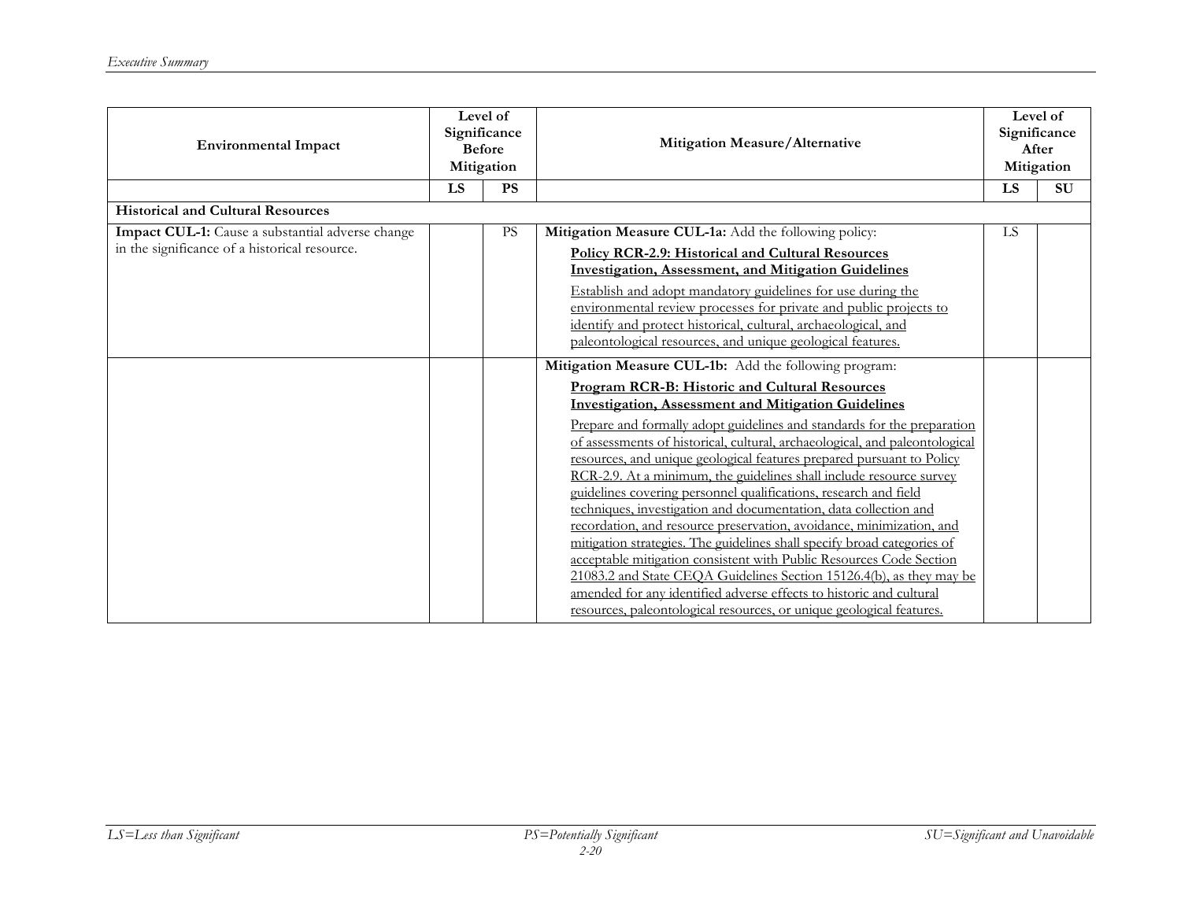| Environmental Impact | Level of Significance Before Mitigation | | Mitigation Measure/Alternative | Level of Significance After Mitigation | |
|---|---|---|---|---|---|
| | LS | PS | | LS | SU |
| **Historical and Cultural Resources** | | | | | |
| **Impact CUL-1:** Cause a substantial adverse change in the significance of a historical resource. | | PS | **Mitigation Measure CUL-1a:** Add the following policy:<br><br>**Policy RCR-2.9: Historical and Cultural Resources Investigation, Assessment, and Mitigation Guidelines**<br><br>Establish and adopt mandatory guidelines for use during the environmental review processes for private and public projects to identify and protect historical, cultural, archaeological, and paleontological resources, and unique geological features. | LS | |
| | | | **Mitigation Measure CUL-1b:** Add the following program:<br><br>**Program RCR-B: Historic and Cultural Resources Investigation, Assessment and Mitigation Guidelines**<br><br>Prepare and formally adopt guidelines and standards for the preparation of assessments of historical, cultural, archaeological, and paleontological resources, and unique geological features prepared pursuant to Policy RCR-2.9. At a minimum, the guidelines shall include resource survey guidelines covering personnel qualifications, research and field techniques, investigation and documentation, data collection and recordation, and resource preservation, avoidance, minimization, and mitigation strategies. The guidelines shall specify broad categories of acceptable mitigation consistent with Public Resources Code Section 21083.2 and State CEQA Guidelines Section 15126.4(b), as they may be amended for any identified adverse effects to historic and cultural resources, paleontological resources, or unique geological features. | | |

LS=Less than Significant PS=Potentially Significant SU=Significant and Unavoidable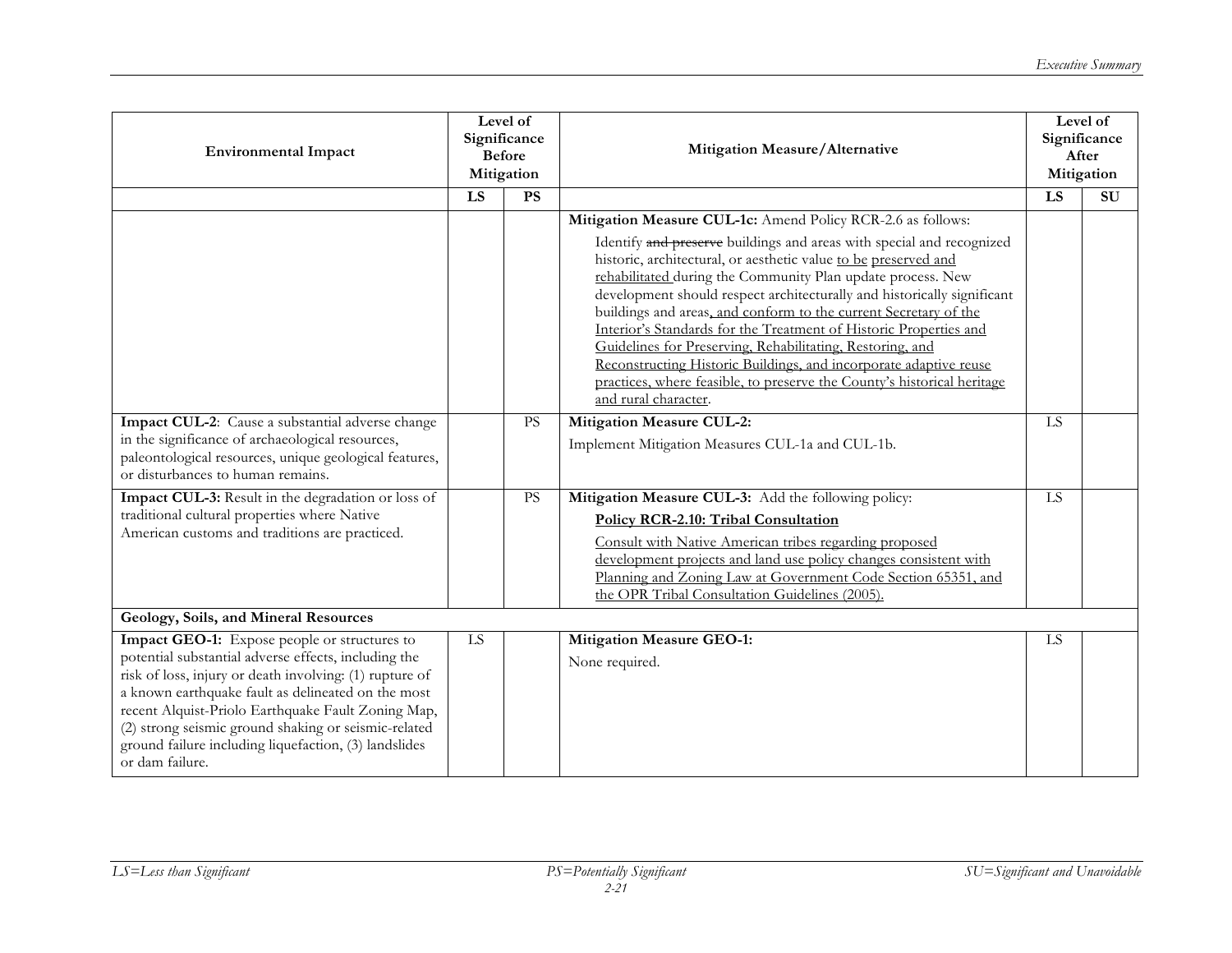| Environmental Impact | Level of Significance Before Mitigation | | Mitigation Measure/Alternative | Level of Significance After Mitigation | |
|---|---|---|---|---|---|
| | **LS** | **PS** | | **LS** | **SU** |
| | | | **Mitigation Measure CUL-1c:** Amend Policy RCR-2.6 as follows:<br><br>Identify ~~and preserve~~ buildings and areas with special and recognized historic, architectural, or aesthetic value <u>to be preserved and rehabilitated</u> during the Community Plan update process. New development should respect architecturally and historically significant buildings and areas<u>, and conform to the current Secretary of the Interior's Standards for the Treatment of Historic Properties and Guidelines for Preserving, Rehabilitating, Restoring, and Reconstructing Historic Buildings, and incorporate adaptive reuse practices, where feasible, to preserve the County's historical heritage and rural character</u>. | | |
| **Impact CUL-2**: Cause a substantial adverse change in the significance of archaeological resources, paleontological resources, unique geological features, or disturbances to human remains. | | PS | **Mitigation Measure CUL-2:**<br><br>Implement Mitigation Measures CUL-1a and CUL-1b. | LS | |
| **Impact CUL-3:** Result in the degradation or loss of traditional cultural properties where Native American customs and traditions are practiced. | | PS | **Mitigation Measure CUL-3:** Add the following policy:<br><br><u>**Policy RCR-2.10: Tribal Consultation**</u><br><br><u>Consult with Native American tribes regarding proposed development projects and land use policy changes consistent with Planning and Zoning Law at Government Code Section 65351, and the OPR Tribal Consultation Guidelines (2005).</u> | LS | |
| **Geology, Soils, and Mineral Resources** | | | | | |
| **Impact GEO-1:** Expose people or structures to potential substantial adverse effects, including the risk of loss, injury or death involving: (1) rupture of a known earthquake fault as delineated on the most recent Alquist-Priolo Earthquake Fault Zoning Map, (2) strong seismic ground shaking or seismic-related ground failure including liquefaction, (3) landslides or dam failure. | LS | | **Mitigation Measure GEO-1:**<br><br>None required. | LS | |

*LS=Less than Significant* *PS=Potentially Significant* *SU=Significant and Unavoidable*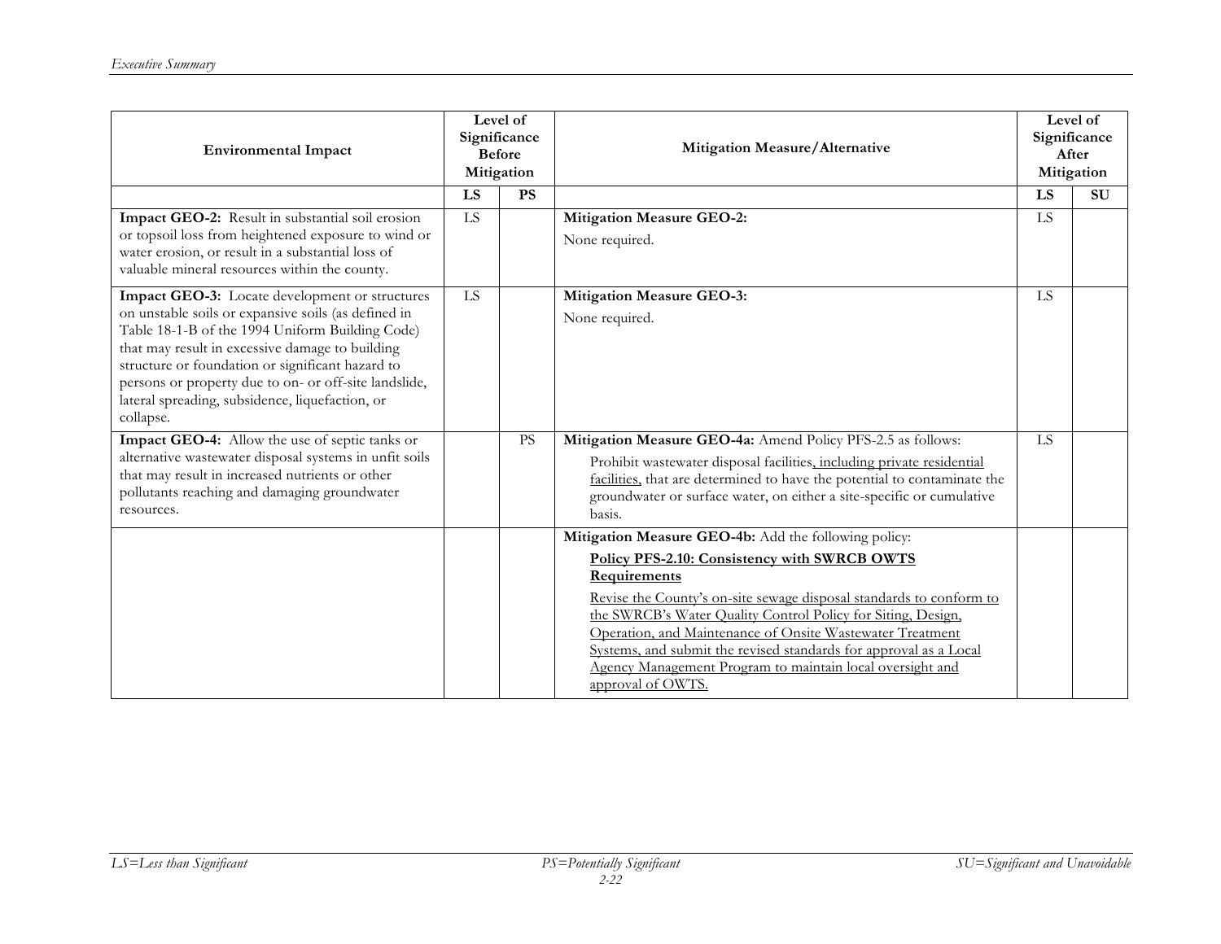| Environmental Impact | Level of Significance Before Mitigation | | Mitigation Measure/Alternative | Level of Significance After Mitigation | |
|---|---|---|---|---|---|
| | LS | PS | | LS | SU |
| **Impact GEO-2:** Result in substantial soil erosion or topsoil loss from heightened exposure to wind or water erosion, or result in a substantial loss of valuable mineral resources within the county. | LS | | **Mitigation Measure GEO-2:** None required. | LS | |
| **Impact GEO-3:** Locate development or structures on unstable soils or expansive soils (as defined in Table 18-1-B of the 1994 Uniform Building Code) that may result in excessive damage to building structure or foundation or significant hazard to persons or property due to on- or off-site landslide, lateral spreading, subsidence, liquefaction, or collapse. | LS | | **Mitigation Measure GEO-3:** None required. | LS | |
| **Impact GEO-4:** Allow the use of septic tanks or alternative wastewater disposal systems in unfit soils that may result in increased nutrients or other pollutants reaching and damaging groundwater resources. | | PS | **Mitigation Measure GEO-4a:** Amend Policy PFS-2.5 as follows: Prohibit wastewater disposal facilities<u>, including private residential facilities,</u> that are determined to have the potential to contaminate the groundwater or surface water, on either a site-specific or cumulative basis. | LS | |
| | | | **Mitigation Measure GEO-4b:** Add the following policy: <u>**Policy PFS-2.10: Consistency with SWRCB OWTS Requirements**</u> <u>Revise the County's on-site sewage disposal standards to conform to the SWRCB's Water Quality Control Policy for Siting, Design, Operation, and Maintenance of Onsite Wastewater Treatment Systems, and submit the revised standards for approval as a Local Agency Management Program to maintain local oversight and approval of OWTS.</u> | | |

LS=Less than Significant — PS=Potentially Significant — SU=Significant and Unavoidable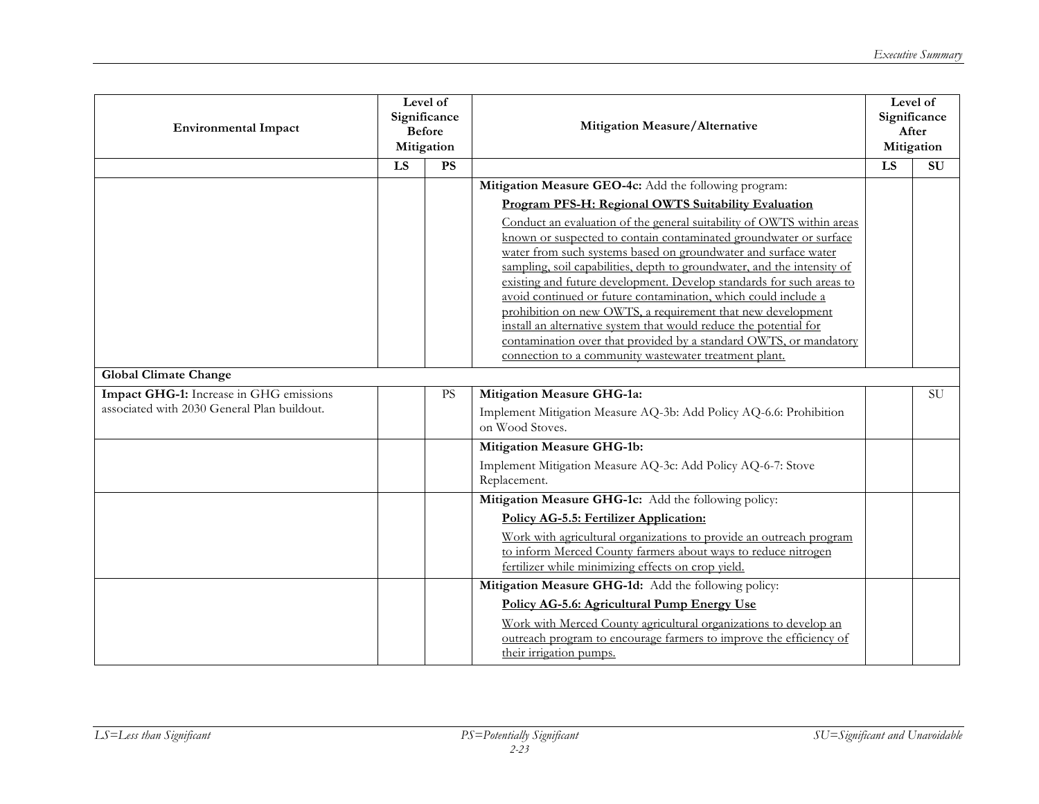| Environmental Impact | Level of Significance Before Mitigation | | Mitigation Measure/Alternative | Level of Significance After Mitigation | |
|---|---|---|---|---|---|
| | LS | PS | | LS | SU |
| | | | **Mitigation Measure GEO-4c:** Add the following program:<br><br>**<u>Program PFS-H: Regional OWTS Suitability Evaluation</u>**<br><br><u>Conduct an evaluation of the general suitability of OWTS within areas known or suspected to contain contaminated groundwater or surface water from such systems based on groundwater and surface water sampling, soil capabilities, depth to groundwater, and the intensity of existing and future development. Develop standards for such areas to avoid continued or future contamination, which could include a prohibition on new OWTS, a requirement that new development install an alternative system that would reduce the potential for contamination over that provided by a standard OWTS, or mandatory connection to a community wastewater treatment plant.</u> | | |
| **Global Climate Change** | | | | | |
| **Impact GHG-1:** Increase in GHG emissions associated with 2030 General Plan buildout. | | PS | **Mitigation Measure GHG-1a:**<br><br>Implement Mitigation Measure AQ-3b: Add Policy AQ-6.6: Prohibition on Wood Stoves. | | SU |
| | | | **Mitigation Measure GHG-1b:**<br><br>Implement Mitigation Measure AQ-3c: Add Policy AQ-6-7: Stove Replacement. | | |
| | | | **Mitigation Measure GHG-1c:** Add the following policy:<br><br>**<u>Policy AG-5.5: Fertilizer Application:</u>**<br><br><u>Work with agricultural organizations to provide an outreach program to inform Merced County farmers about ways to reduce nitrogen fertilizer while minimizing effects on crop yield.</u> | | |
| | | | **Mitigation Measure GHG-1d:** Add the following policy:<br><br>**<u>Policy AG-5.6: Agricultural Pump Energy Use</u>**<br><br><u>Work with Merced County agricultural organizations to develop an outreach program to encourage farmers to improve the efficiency of their irrigation pumps.</u> | | |

*LS=Less than Significant* *PS=Potentially Significant* *SU=Significant and Unavoidable*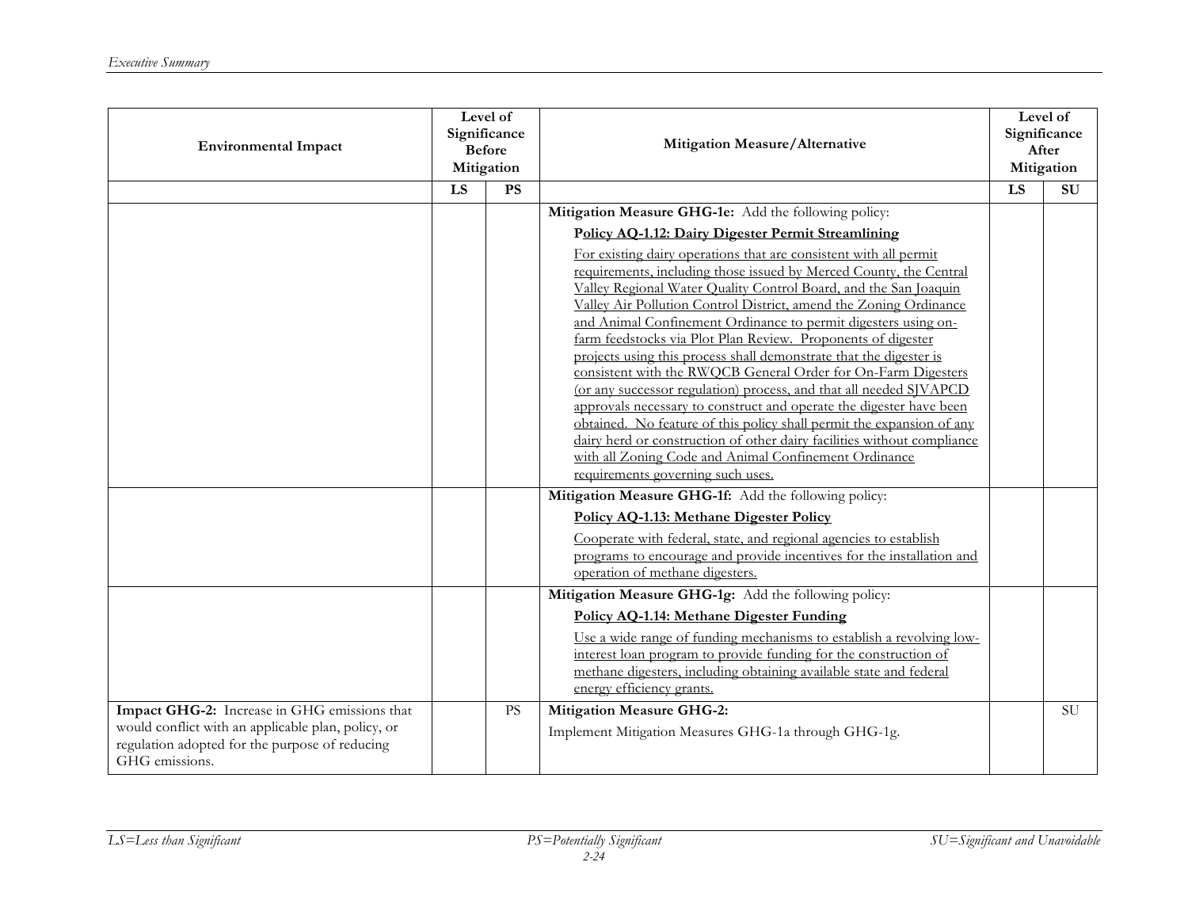| Environmental Impact | Level of Significance Before Mitigation | | Mitigation Measure/Alternative | Level of Significance After Mitigation | |
|---|---|---|---|---|---|
| | LS | PS | | LS | SU |
| | | | **Mitigation Measure GHG-1e:** Add the following policy:<br>**Policy AQ-1.12: Dairy Digester Permit Streamlining**<br>For existing dairy operations that are consistent with all permit requirements, including those issued by Merced County, the Central Valley Regional Water Quality Control Board, and the San Joaquin Valley Air Pollution Control District, amend the Zoning Ordinance and Animal Confinement Ordinance to permit digesters using on-farm feedstocks via Plot Plan Review. Proponents of digester projects using this process shall demonstrate that the digester is consistent with the RWQCB General Order for On-Farm Digesters (or any successor regulation) process, and that all needed SJVAPCD approvals necessary to construct and operate the digester have been obtained. No feature of this policy shall permit the expansion of any dairy herd or construction of other dairy facilities without compliance with all Zoning Code and Animal Confinement Ordinance requirements governing such uses. | | |
| | | | **Mitigation Measure GHG-1f:** Add the following policy:<br>**Policy AQ-1.13: Methane Digester Policy**<br>Cooperate with federal, state, and regional agencies to establish programs to encourage and provide incentives for the installation and operation of methane digesters. | | |
| | | | **Mitigation Measure GHG-1g:** Add the following policy:<br>**Policy AQ-1.14: Methane Digester Funding**<br>Use a wide range of funding mechanisms to establish a revolving low-interest loan program to provide funding for the construction of methane digesters, including obtaining available state and federal energy efficiency grants. | | |
| **Impact GHG-2:** Increase in GHG emissions that would conflict with an applicable plan, policy, or regulation adopted for the purpose of reducing GHG emissions. | | PS | **Mitigation Measure GHG-2:**<br>Implement Mitigation Measures GHG-1a through GHG-1g. | | SU |

LS=Less than Significant | PS=Potentially Significant | SU=Significant and Unavoidable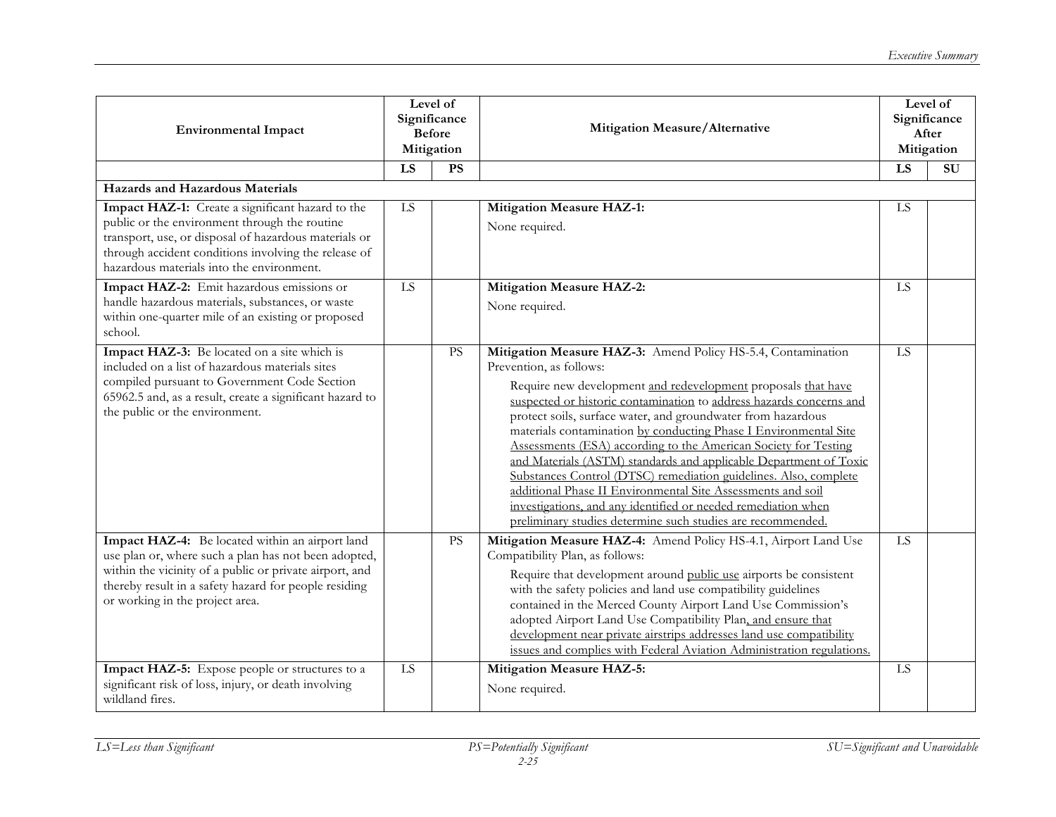| Environmental Impact | Level of Significance Before Mitigation | | Mitigation Measure/Alternative | Level of Significance After Mitigation | |
|---|---|---|---|---|---|
| | LS | PS | | LS | SU |
| **Hazards and Hazardous Materials** | | | | | |
| **Impact HAZ-1:** Create a significant hazard to the public or the environment through the routine transport, use, or disposal of hazardous materials or through accident conditions involving the release of hazardous materials into the environment. | LS | | **Mitigation Measure HAZ-1:** None required. | LS | |
| **Impact HAZ-2:** Emit hazardous emissions or handle hazardous materials, substances, or waste within one-quarter mile of an existing or proposed school. | LS | | **Mitigation Measure HAZ-2:** None required. | LS | |
| **Impact HAZ-3:** Be located on a site which is included on a list of hazardous materials sites compiled pursuant to Government Code Section 65962.5 and, as a result, create a significant hazard to the public or the environment. | | PS | **Mitigation Measure HAZ-3:** Amend Policy HS-5.4, Contamination Prevention, as follows: Require new development <u>and redevelopment</u> proposals <u>that have suspected or historic contamination</u> to <u>address hazards concerns and</u> protect soils, surface water, and groundwater from hazardous materials contamination <u>by conducting Phase I Environmental Site Assessments (ESA) according to the American Society for Testing and Materials (ASTM) standards and applicable Department of Toxic Substances Control (DTSC) remediation guidelines. Also, complete additional Phase II Environmental Site Assessments and soil investigations, and any identified or needed remediation when preliminary studies determine such studies are recommended.</u> | LS | |
| **Impact HAZ-4:** Be located within an airport land use plan or, where such a plan has not been adopted, within the vicinity of a public or private airport, and thereby result in a safety hazard for people residing or working in the project area. | | PS | **Mitigation Measure HAZ-4:** Amend Policy HS-4.1, Airport Land Use Compatibility Plan, as follows: Require that development around <u>public use</u> airports be consistent with the safety policies and land use compatibility guidelines contained in the Merced County Airport Land Use Commission's adopted Airport Land Use Compatibility Plan<u>, and ensure that development near private airstrips addresses land use compatibility issues and complies with Federal Aviation Administration regulations.</u> | LS | |
| **Impact HAZ-5:** Expose people or structures to a significant risk of loss, injury, or death involving wildland fires. | LS | | **Mitigation Measure HAZ-5:** None required. | LS | |

*LS=Less than Significant* *PS=Potentially Significant* *SU=Significant and Unavoidable*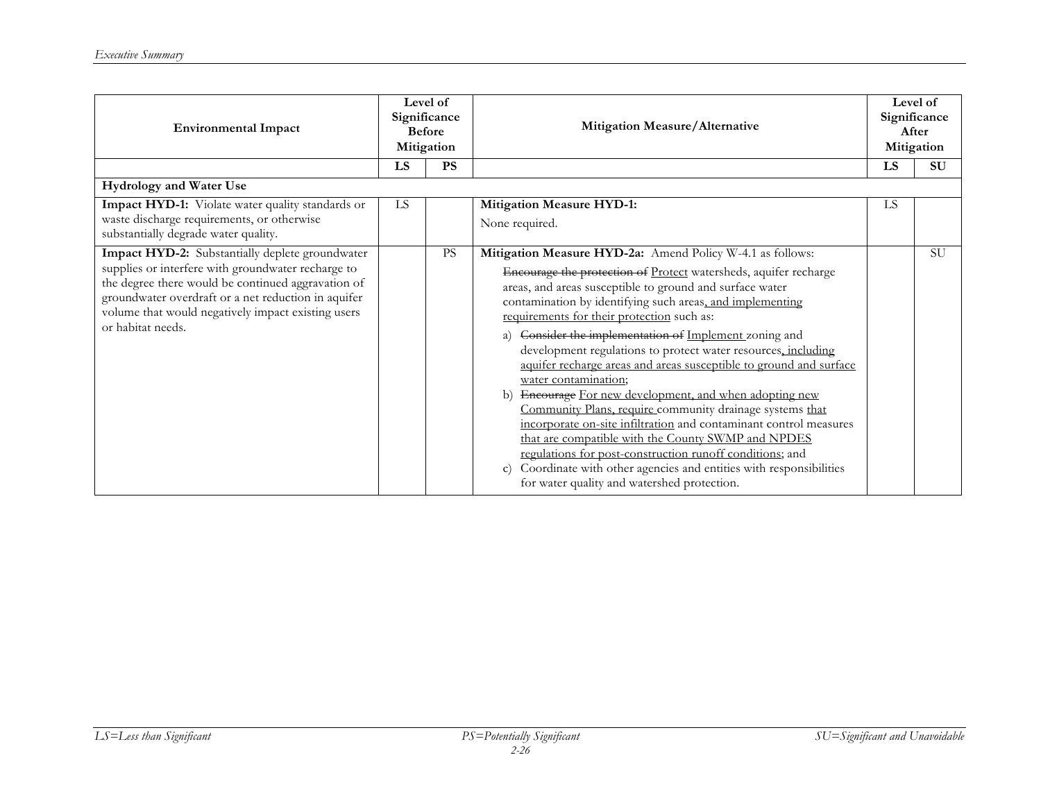| Environmental Impact | Level of Significance Before Mitigation | | Mitigation Measure/Alternative | Level of Significance After Mitigation | |
|---|---|---|---|---|---|
| | **LS** | **PS** | | **LS** | **SU** |
| **Hydrology and Water Use** | | | | | |
| **Impact HYD-1:** Violate water quality standards or waste discharge requirements, or otherwise substantially degrade water quality. | LS | | **Mitigation Measure HYD-1:** None required. | LS | |
| **Impact HYD-2:** Substantially deplete groundwater supplies or interfere with groundwater recharge to the degree there would be continued aggravation of groundwater overdraft or a net reduction in aquifer volume that would negatively impact existing users or habitat needs. | | PS | **Mitigation Measure HYD-2a:** Amend Policy W-4.1 as follows: ~~Encourage the protection of~~ <u>Protect</u> watersheds, aquifer recharge areas, and areas susceptible to ground and surface water contamination by identifying such areas<u>, and implementing requirements for their protection</u> such as: a) ~~Consider the implementation of~~ <u>Implement</u> zoning and development regulations to protect water resources<u>, including aquifer recharge areas and areas susceptible to ground and surface water contamination</u>; b) ~~Encourage~~ <u>For new development, and when adopting new Community Plans, require</u> community drainage systems <u>that incorporate on-site infiltration</u> and contaminant control measures <u>that are compatible with the County SWMP and NPDES regulations for post-construction runoff conditions</u>; and c) Coordinate with other agencies and entities with responsibilities for water quality and watershed protection. | | SU |

*LS=Less than Significant* | *PS=Potentially Significant* | *SU=Significant and Unavoidable*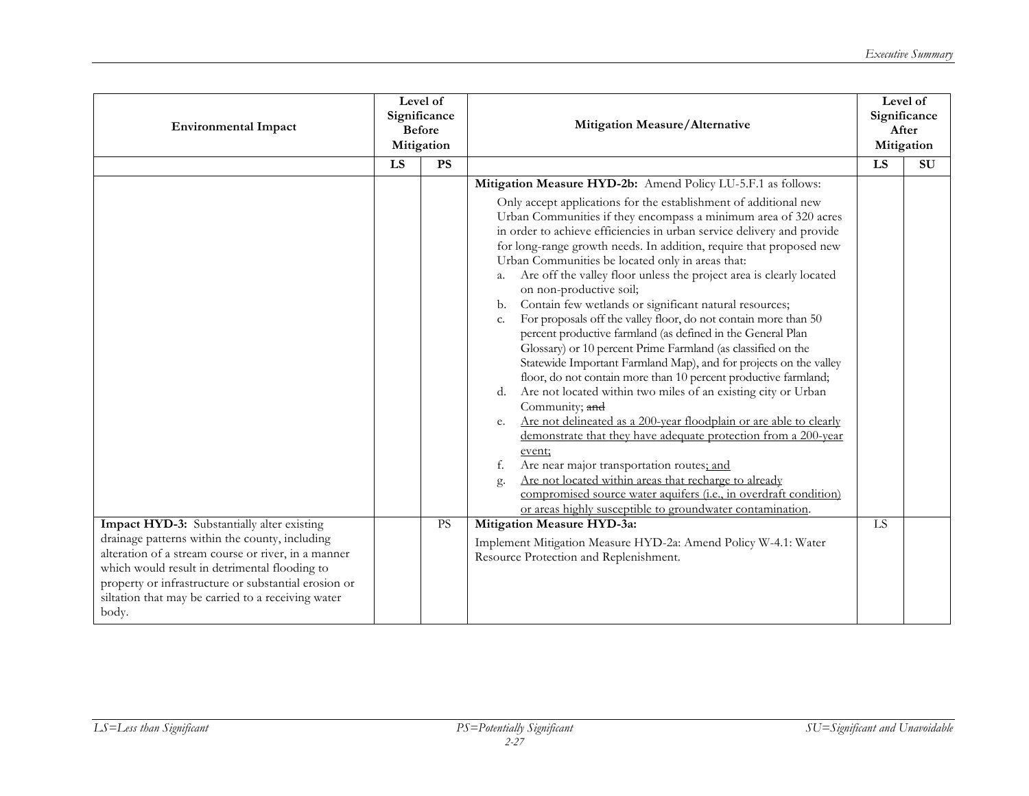| Environmental Impact | Level of Significance Before Mitigation | | Mitigation Measure/Alternative | Level of Significance After Mitigation | |
|---|---|---|---|---|---|
| | LS | PS | | LS | SU |
| | | | **Mitigation Measure HYD-2b:** Amend Policy LU-5.F.1 as follows:<br><br>Only accept applications for the establishment of additional new Urban Communities if they encompass a minimum area of 320 acres in order to achieve efficiencies in urban service delivery and provide for long-range growth needs. In addition, require that proposed new Urban Communities be located only in areas that:<br>a. Are off the valley floor unless the project area is clearly located on non-productive soil;<br>b. Contain few wetlands or significant natural resources;<br>c. For proposals off the valley floor, do not contain more than 50 percent productive farmland (as defined in the General Plan Glossary) or 10 percent Prime Farmland (as classified on the Statewide Important Farmland Map), and for projects on the valley floor, do not contain more than 10 percent productive farmland;<br>d. Are not located within two miles of an existing city or Urban Community; ~~and~~<br>e. <u>Are not delineated as a 200-year floodplain or are able to clearly demonstrate that they have adequate protection from a 200-year event;</u><br>f. Are near major transportation routes<u>; and</u><br>g. <u>Are not located within areas that recharge to already compromised source water aquifers (i.e., in overdraft condition) or areas highly susceptible to groundwater contamination</u>. | | |
| **Impact HYD-3:** Substantially alter existing drainage patterns within the county, including alteration of a stream course or river, in a manner which would result in detrimental flooding to property or infrastructure or substantial erosion or siltation that may be carried to a receiving water body. | | PS | **Mitigation Measure HYD-3a:**<br><br>Implement Mitigation Measure HYD-2a: Amend Policy W-4.1: Water Resource Protection and Replenishment. | LS | |

*LS=Less than Significant* *PS=Potentially Significant* *SU=Significant and Unavoidable*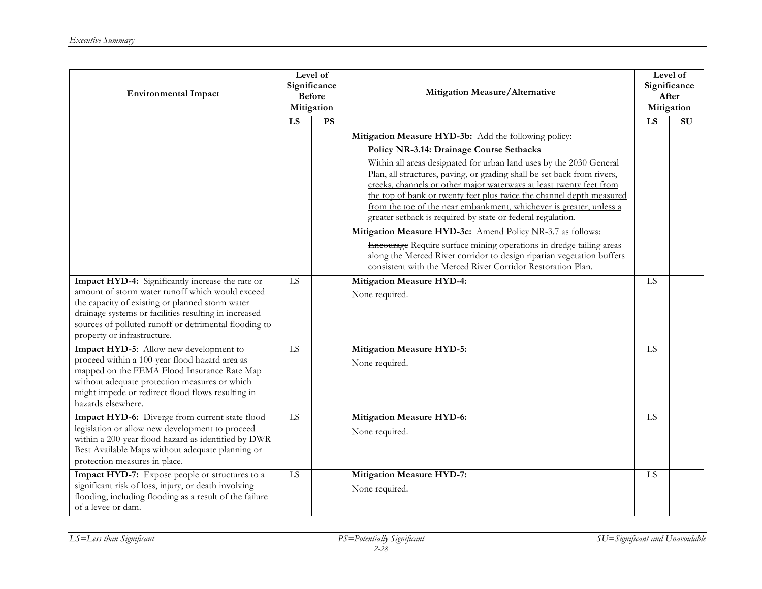| Environmental Impact | Level of Significance Before Mitigation | | Mitigation Measure/Alternative | Level of Significance After Mitigation | |
|---|---|---|---|---|---|
| | LS | PS | | LS | SU |
| | | | **Mitigation Measure HYD-3b:** Add the following policy: <br> <ins>**Policy NR-3.14: Drainage Course Setbacks**</ins> <br> <ins>Within all areas designated for urban land uses by the 2030 General Plan, all structures, paving, or grading shall be set back from rivers, creeks, channels or other major waterways at least twenty feet from the top of bank or twenty feet plus twice the channel depth measured from the toe of the near embankment, whichever is greater, unless a greater setback is required by state or federal regulation.</ins> | | |
| | | | **Mitigation Measure HYD-3c:** Amend Policy NR-3.7 as follows: <br> ~~Encourage~~ <ins>Require</ins> surface mining operations in dredge tailing areas along the Merced River corridor to design riparian vegetation buffers consistent with the Merced River Corridor Restoration Plan. | | |
| **Impact HYD-4:** Significantly increase the rate or amount of storm water runoff which would exceed the capacity of existing or planned storm water drainage systems or facilities resulting in increased sources of polluted runoff or detrimental flooding to property or infrastructure. | LS | | **Mitigation Measure HYD-4:** <br> None required. | LS | |
| **Impact HYD-5**: Allow new development to proceed within a 100-year flood hazard area as mapped on the FEMA Flood Insurance Rate Map without adequate protection measures or which might impede or redirect flood flows resulting in hazards elsewhere. | LS | | **Mitigation Measure HYD-5:** <br> None required. | LS | |
| **Impact HYD-6:** Diverge from current state flood legislation or allow new development to proceed within a 200-year flood hazard as identified by DWR Best Available Maps without adequate planning or protection measures in place. | LS | | **Mitigation Measure HYD-6:** <br> None required. | LS | |
| **Impact HYD-7:** Expose people or structures to a significant risk of loss, injury, or death involving flooding, including flooding as a result of the failure of a levee or dam. | LS | | **Mitigation Measure HYD-7:** <br> None required. | LS | |

*LS=Less than Significant* *PS=Potentially Significant* *SU=Significant and Unavoidable*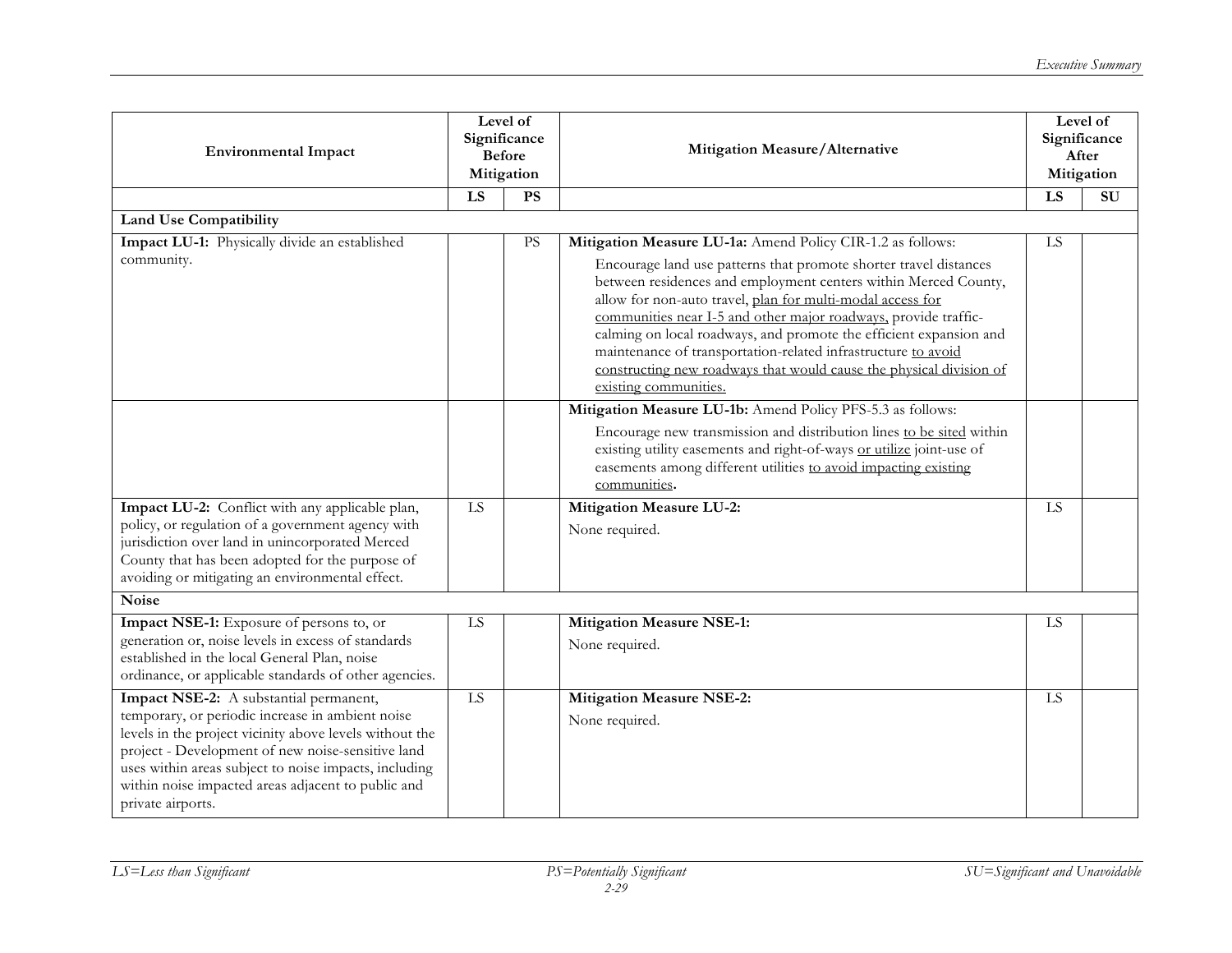| Environmental Impact | Level of Significance Before Mitigation | | Mitigation Measure/Alternative | Level of Significance After Mitigation | |
|---|---|---|---|---|---|
| | **LS** | **PS** | | **LS** | **SU** |
| **Land Use Compatibility** | | | | | |
| **Impact LU-1:** Physically divide an established community. | | PS | **Mitigation Measure LU-1a:** Amend Policy CIR-1.2 as follows: Encourage land use patterns that promote shorter travel distances between residences and employment centers within Merced County, allow for non-auto travel, <u>plan for multi-modal access for communities near I-5 and other major roadways,</u> provide traffic-calming on local roadways, and promote the efficient expansion and maintenance of transportation-related infrastructure <u>to avoid constructing new roadways that would cause the physical division of existing communities.</u> | LS | |
| | | | **Mitigation Measure LU-1b:** Amend Policy PFS-5.3 as follows: Encourage new transmission and distribution lines <u>to be sited</u> within existing utility easements and right-of-ways <u>or utilize</u> joint-use of easements among different utilities <u>to avoid impacting existing communities</u>**.** | | |
| **Impact LU-2:** Conflict with any applicable plan, policy, or regulation of a government agency with jurisdiction over land in unincorporated Merced County that has been adopted for the purpose of avoiding or mitigating an environmental effect. | LS | | **Mitigation Measure LU-2:** None required. | LS | |
| **Noise** | | | | | |
| **Impact NSE-1:** Exposure of persons to, or generation or, noise levels in excess of standards established in the local General Plan, noise ordinance, or applicable standards of other agencies. | LS | | **Mitigation Measure NSE-1:** None required. | LS | |
| **Impact NSE-2:** A substantial permanent, temporary, or periodic increase in ambient noise levels in the project vicinity above levels without the project - Development of new noise-sensitive land uses within areas subject to noise impacts, including within noise impacted areas adjacent to public and private airports. | LS | | **Mitigation Measure NSE-2:** None required. | LS | |

*LS=Less than Significant* *PS=Potentially Significant* *SU=Significant and Unavoidable*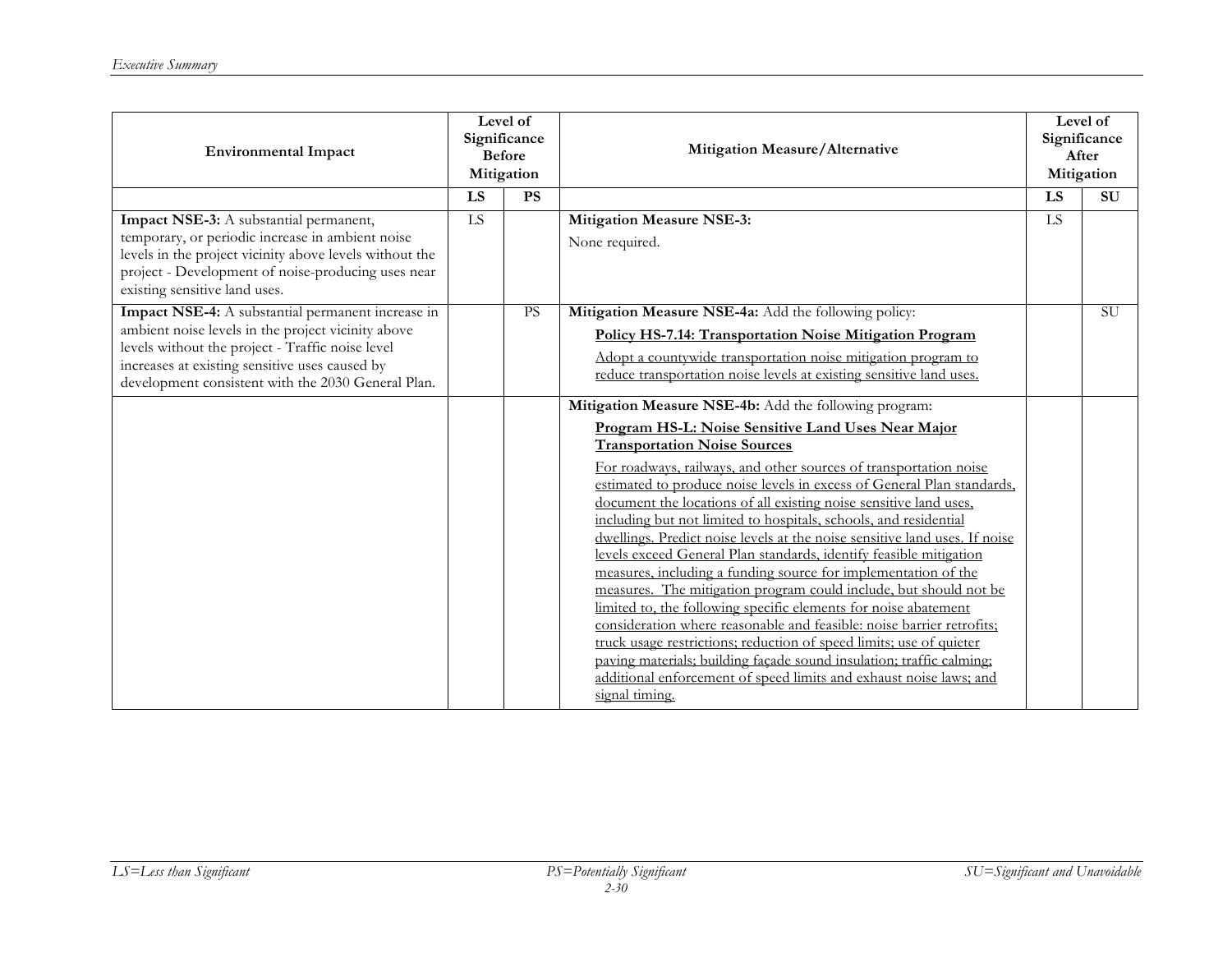| Environmental Impact | Level of Significance Before Mitigation | | Mitigation Measure/Alternative | Level of Significance After Mitigation | |
|---|---|---|---|---|---|
| | **LS** | **PS** | | **LS** | **SU** |
| **Impact NSE-3:** A substantial permanent, temporary, or periodic increase in ambient noise levels in the project vicinity above levels without the project - Development of noise-producing uses near existing sensitive land uses. | LS | | **Mitigation Measure NSE-3:** None required. | LS | |
| **Impact NSE-4:** A substantial permanent increase in ambient noise levels in the project vicinity above levels without the project - Traffic noise level increases at existing sensitive uses caused by development consistent with the 2030 General Plan. | | PS | **Mitigation Measure NSE-4a:** Add the following policy: <br> **<u>Policy HS-7.14: Transportation Noise Mitigation Program</u>** <br> <u>Adopt a countywide transportation noise mitigation program to reduce transportation noise levels at existing sensitive land uses.</u> | | SU |
| | | | **Mitigation Measure NSE-4b:** Add the following program: <br> **<u>Program HS-L: Noise Sensitive Land Uses Near Major Transportation Noise Sources</u>** <br> <u>For roadways, railways, and other sources of transportation noise estimated to produce noise levels in excess of General Plan standards, document the locations of all existing noise sensitive land uses, including but not limited to hospitals, schools, and residential dwellings. Predict noise levels at the noise sensitive land uses. If noise levels exceed General Plan standards, identify feasible mitigation measures, including a funding source for implementation of the measures. The mitigation program could include, but should not be limited to, the following specific elements for noise abatement consideration where reasonable and feasible: noise barrier retrofits; truck usage restrictions; reduction of speed limits; use of quieter paving materials; building façade sound insulation; traffic calming; additional enforcement of speed limits and exhaust noise laws; and signal timing.</u> | | |

*LS=Less than Significant* *PS=Potentially Significant* *SU=Significant and Unavoidable*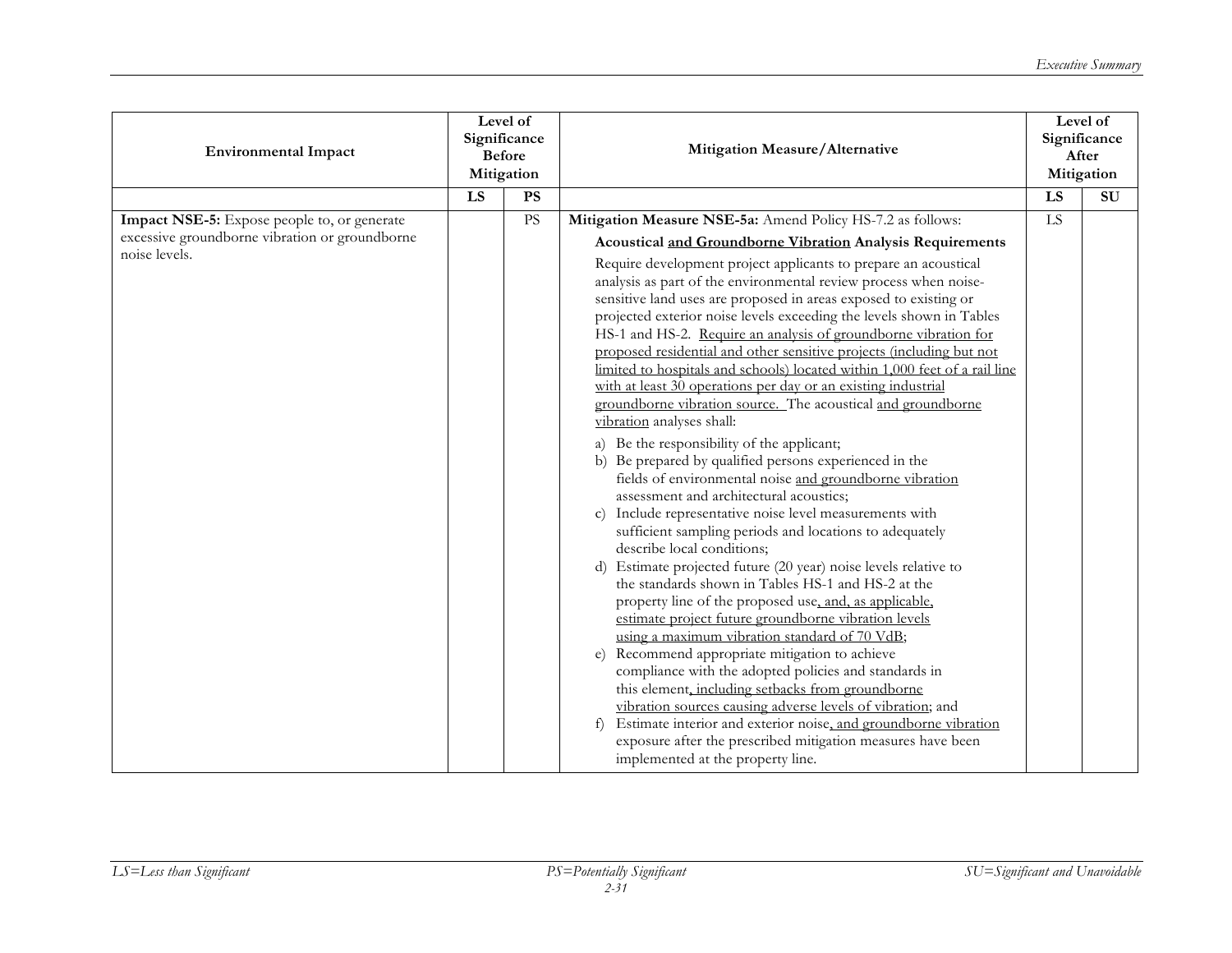| Environmental Impact | Level of Significance Before Mitigation | | Mitigation Measure/Alternative | Level of Significance After Mitigation | |
|---|---|---|---|---|---|
| | LS | PS | | LS | SU |
| **Impact NSE-5:** Expose people to, or generate excessive groundborne vibration or groundborne noise levels. | | PS | **Mitigation Measure NSE-5a:** Amend Policy HS-7.2 as follows:<br><br>**Acoustical and Groundborne Vibration Analysis Requirements**<br><br>Require development project applicants to prepare an acoustical analysis as part of the environmental review process when noise-sensitive land uses are proposed in areas exposed to existing or projected exterior noise levels exceeding the levels shown in Tables HS-1 and HS-2. Require an analysis of groundborne vibration for proposed residential and other sensitive projects (including but not limited to hospitals and schools) located within 1,000 feet of a rail line with at least 30 operations per day or an existing industrial groundborne vibration source. The acoustical and groundborne vibration analyses shall:<br><br>a) Be the responsibility of the applicant;<br>b) Be prepared by qualified persons experienced in the fields of environmental noise and groundborne vibration assessment and architectural acoustics;<br>c) Include representative noise level measurements with sufficient sampling periods and locations to adequately describe local conditions;<br>d) Estimate projected future (20 year) noise levels relative to the standards shown in Tables HS-1 and HS-2 at the property line of the proposed use, and, as applicable, estimate project future groundborne vibration levels using a maximum vibration standard of 70 VdB;<br>e) Recommend appropriate mitigation to achieve compliance with the adopted policies and standards in this element, including setbacks from groundborne vibration sources causing adverse levels of vibration; and<br>f) Estimate interior and exterior noise, and groundborne vibration exposure after the prescribed mitigation measures have been implemented at the property line. | LS | |

LS=Less than Significant PS=Potentially Significant SU=Significant and Unavoidable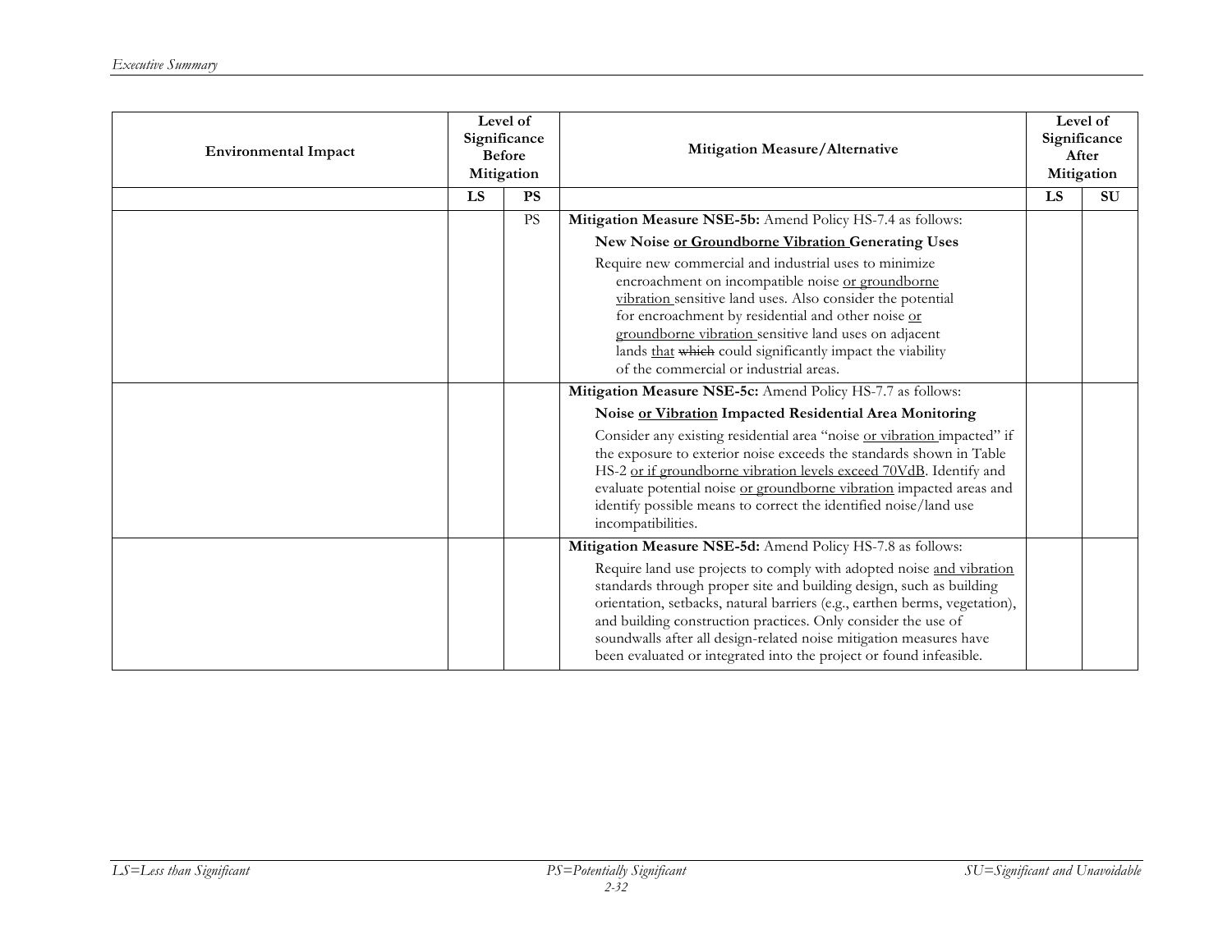| Environmental Impact | Level of Significance Before Mitigation | | Mitigation Measure/Alternative | Level of Significance After Mitigation | |
|---|---|---|---|---|---|
| | LS | PS | | LS | SU |
| | | PS | **Mitigation Measure NSE-5b:** Amend Policy HS-7.4 as follows:<br><br>**New Noise <u>or Groundborne Vibration</u> Generating Uses**<br><br>Require new commercial and industrial uses to minimize encroachment on incompatible noise <u>or groundborne vibration</u> sensitive land uses. Also consider the potential for encroachment by residential and other noise <u>or groundborne vibration</u> sensitive land uses on adjacent lands <u>that</u> ~~which~~ could significantly impact the viability of the commercial or industrial areas. | | |
| | | | **Mitigation Measure NSE-5c:** Amend Policy HS-7.7 as follows:<br><br>**Noise <u>or Vibration</u> Impacted Residential Area Monitoring**<br><br>Consider any existing residential area "noise <u>or vibration</u> impacted" if the exposure to exterior noise exceeds the standards shown in Table HS-2 <u>or if groundborne vibration levels exceed 70VdB</u>. Identify and evaluate potential noise <u>or groundborne vibration</u> impacted areas and identify possible means to correct the identified noise/land use incompatibilities. | | |
| | | | **Mitigation Measure NSE-5d:** Amend Policy HS-7.8 as follows:<br><br>Require land use projects to comply with adopted noise <u>and vibration</u> standards through proper site and building design, such as building orientation, setbacks, natural barriers (e.g., earthen berms, vegetation), and building construction practices. Only consider the use of soundwalls after all design-related noise mitigation measures have been evaluated or integrated into the project or found infeasible. | | |

*LS=Less than Significant* *PS=Potentially Significant* *SU=Significant and Unavoidable*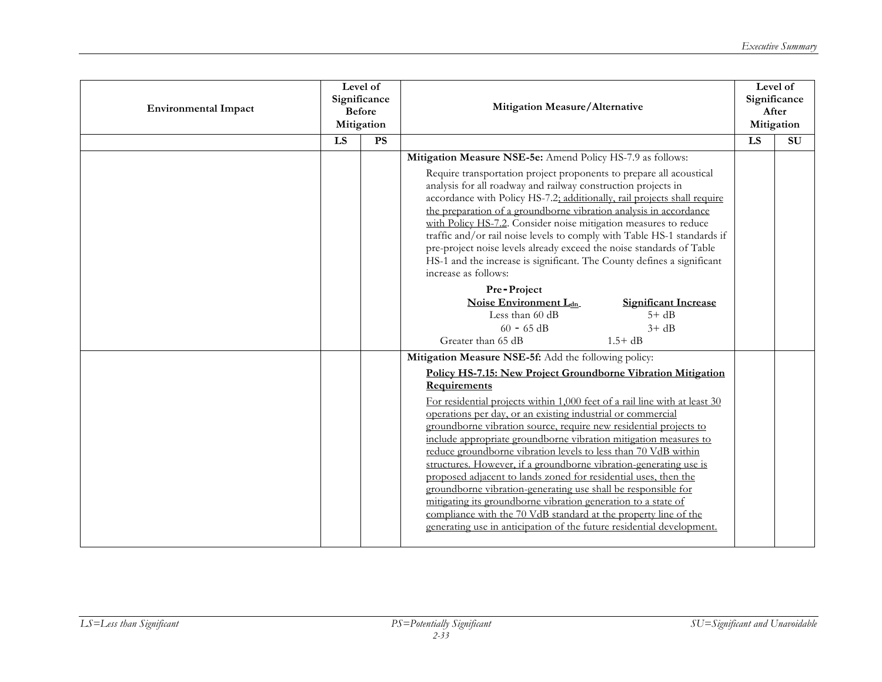| Environmental Impact | Level of Significance Before Mitigation | | Mitigation Measure/Alternative | Level of Significance After Mitigation | |
|---|---|---|---|---|---|
| | LS | PS | | LS | SU |
| | | | **Mitigation Measure NSE-5e:** Amend Policy HS-7.9 as follows:<br><br>Require transportation project proponents to prepare all acoustical analysis for all roadway and railway construction projects in accordance with Policy HS-7.2<u>; additionally, rail projects shall require the preparation of a groundborne vibration analysis in accordance with Policy HS-7.2</u>. Consider noise mitigation measures to reduce traffic and/or rail noise levels to comply with Table HS-1 standards if pre-project noise levels already exceed the noise standards of Table HS-1 and the increase is significant. The County defines a significant increase as follows:<br><br>**Pre-Project <u>Noise Environment $L_{dn}$</u>** — **<u>Significant Increase</u>**<br>Less than 60 dB — 5+ dB<br>60 - 65 dB — 3+ dB<br>Greater than 65 dB — 1.5+ dB | | |
| | | | **Mitigation Measure NSE-5f:** Add the following policy:<br><br>**<u>Policy HS-7.15: New Project Groundborne Vibration Mitigation Requirements</u>**<br><br><u>For residential projects within 1,000 feet of a rail line with at least 30 operations per day, or an existing industrial or commercial groundborne vibration source, require new residential projects to include appropriate groundborne vibration mitigation measures to reduce groundborne vibration levels to less than 70 VdB within structures. However, if a groundborne vibration-generating use is proposed adjacent to lands zoned for residential uses, then the groundborne vibration-generating use shall be responsible for mitigating its groundborne vibration generation to a state of compliance with the 70 VdB standard at the property line of the generating use in anticipation of the future residential development.</u> | | |

*LS=Less than Significant* *PS=Potentially Significant* *SU=Significant and Unavoidable*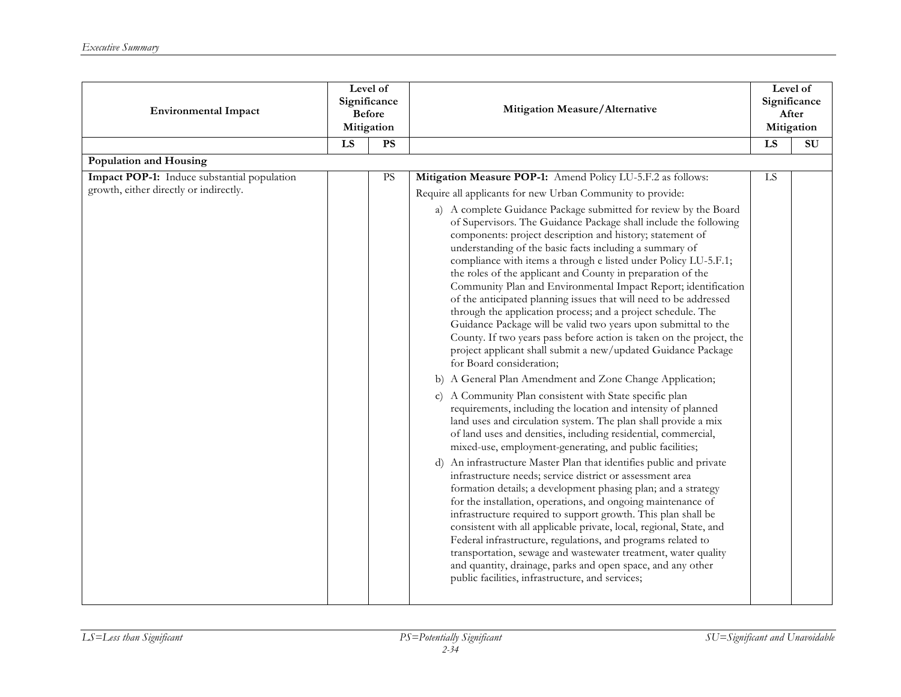| Environmental Impact | Level of Significance Before Mitigation | | Mitigation Measure/Alternative | Level of Significance After Mitigation | |
|---|---|---|---|---|---|
| | LS | PS | | LS | SU |
| **Population and Housing** | | | | | |
| **Impact POP-1:** Induce substantial population growth, either directly or indirectly. | | PS | **Mitigation Measure POP-1:** Amend Policy LU-5.F.2 as follows:<br><br>Require all applicants for new Urban Community to provide:<br><br>a) A complete Guidance Package submitted for review by the Board of Supervisors. The Guidance Package shall include the following components: project description and history; statement of understanding of the basic facts including a summary of compliance with items a through e listed under Policy LU-5.F.1; the roles of the applicant and County in preparation of the Community Plan and Environmental Impact Report; identification of the anticipated planning issues that will need to be addressed through the application process; and a project schedule. The Guidance Package will be valid two years upon submittal to the County. If two years pass before action is taken on the project, the project applicant shall submit a new/updated Guidance Package for Board consideration;<br><br>b) A General Plan Amendment and Zone Change Application;<br><br>c) A Community Plan consistent with State specific plan requirements, including the location and intensity of planned land uses and circulation system. The plan shall provide a mix of land uses and densities, including residential, commercial, mixed-use, employment-generating, and public facilities;<br><br>d) An infrastructure Master Plan that identifies public and private infrastructure needs; service district or assessment area formation details; a development phasing plan; and a strategy for the installation, operations, and ongoing maintenance of infrastructure required to support growth. This plan shall be consistent with all applicable private, local, regional, State, and Federal infrastructure, regulations, and programs related to transportation, sewage and wastewater treatment, water quality and quantity, drainage, parks and open space, and any other public facilities, infrastructure, and services; | LS | |

LS=Less than Significant PS=Potentially Significant SU=Significant and Unavoidable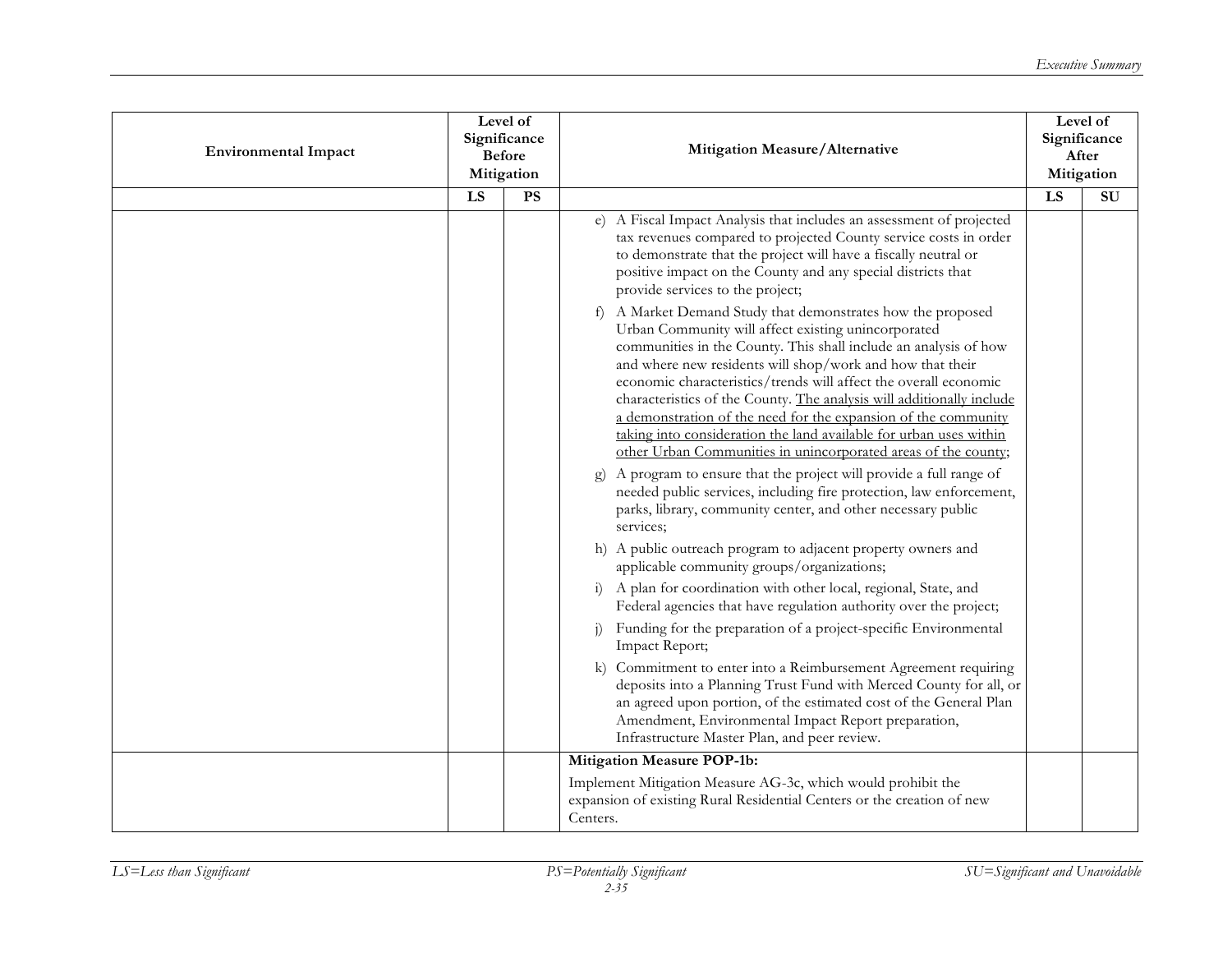| Environmental Impact | Level of Significance Before Mitigation | | Mitigation Measure/Alternative | Level of Significance After Mitigation | |
|---|---|---|---|---|---|
| | LS | PS | | LS | SU |
| | | | e) A Fiscal Impact Analysis that includes an assessment of projected tax revenues compared to projected County service costs in order to demonstrate that the project will have a fiscally neutral or positive impact on the County and any special districts that provide services to the project;<br><br>f) A Market Demand Study that demonstrates how the proposed Urban Community will affect existing unincorporated communities in the County. This shall include an analysis of how and where new residents will shop/work and how that their economic characteristics/trends will affect the overall economic characteristics of the County. <u>The analysis will additionally include a demonstration of the need for the expansion of the community taking into consideration the land available for urban uses within other Urban Communities in unincorporated areas of the county</u>;<br><br>g) A program to ensure that the project will provide a full range of needed public services, including fire protection, law enforcement, parks, library, community center, and other necessary public services;<br><br>h) A public outreach program to adjacent property owners and applicable community groups/organizations;<br><br>i) A plan for coordination with other local, regional, State, and Federal agencies that have regulation authority over the project;<br><br>j) Funding for the preparation of a project-specific Environmental Impact Report;<br><br>k) Commitment to enter into a Reimbursement Agreement requiring deposits into a Planning Trust Fund with Merced County for all, or an agreed upon portion, of the estimated cost of the General Plan Amendment, Environmental Impact Report preparation, Infrastructure Master Plan, and peer review. | | |
| | | | **Mitigation Measure POP-1b:**<br><br>Implement Mitigation Measure AG-3c, which would prohibit the expansion of existing Rural Residential Centers or the creation of new Centers. | | |

*LS=Less than Significant* *PS=Potentially Significant* *SU=Significant and Unavoidable*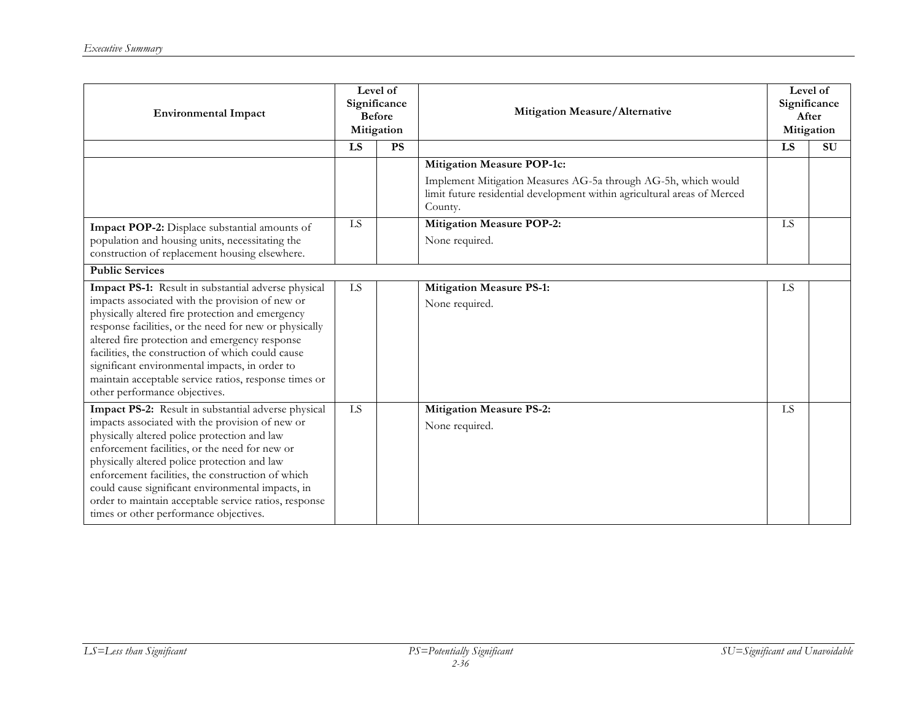| Environmental Impact | Level of Significance Before Mitigation | | Mitigation Measure/Alternative | Level of Significance After Mitigation | |
|---|---|---|---|---|---|
| | LS | PS | | LS | SU |
| | | | **Mitigation Measure POP-1c:** Implement Mitigation Measures AG-5a through AG-5h, which would limit future residential development within agricultural areas of Merced County. | | |
| **Impact POP-2:** Displace substantial amounts of population and housing units, necessitating the construction of replacement housing elsewhere. | LS | | **Mitigation Measure POP-2:** None required. | LS | |
| **Public Services** | | | | | |
| **Impact PS-1:** Result in substantial adverse physical impacts associated with the provision of new or physically altered fire protection and emergency response facilities, or the need for new or physically altered fire protection and emergency response facilities, the construction of which could cause significant environmental impacts, in order to maintain acceptable service ratios, response times or other performance objectives. | LS | | **Mitigation Measure PS-1:** None required. | LS | |
| **Impact PS-2:** Result in substantial adverse physical impacts associated with the provision of new or physically altered police protection and law enforcement facilities, or the need for new or physically altered police protection and law enforcement facilities, the construction of which could cause significant environmental impacts, in order to maintain acceptable service ratios, response times or other performance objectives. | LS | | **Mitigation Measure PS-2:** None required. | LS | |

*LS=Less than Significant* *PS=Potentially Significant* *SU=Significant and Unavoidable*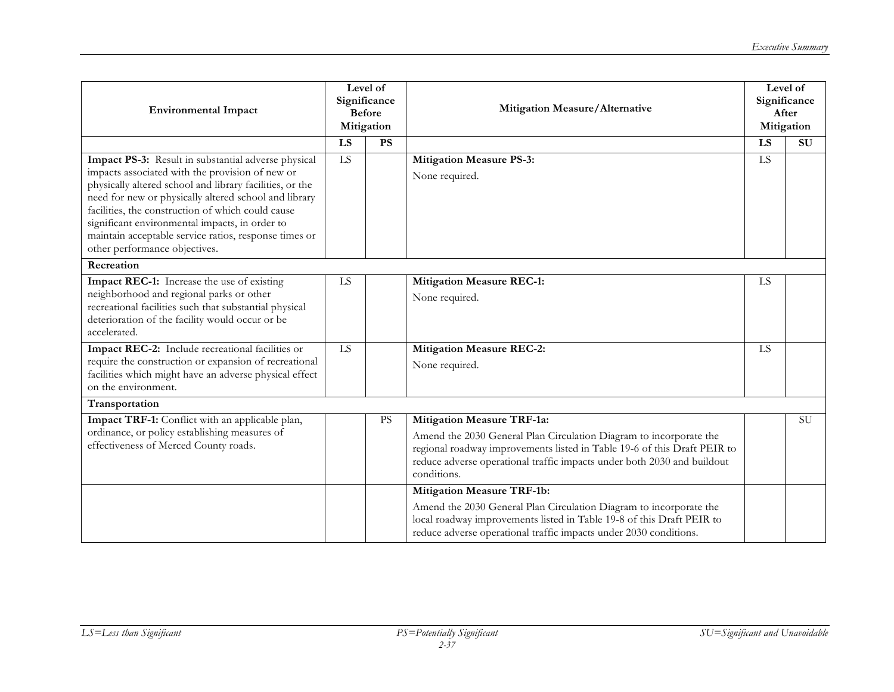| Environmental Impact | Level of Significance Before Mitigation | | Mitigation Measure/Alternative | Level of Significance After Mitigation | |
|---|---|---|---|---|---|
| | **LS** | **PS** | | **LS** | **SU** |
| **Impact PS-3:** Result in substantial adverse physical impacts associated with the provision of new or physically altered school and library facilities, or the need for new or physically altered school and library facilities, the construction of which could cause significant environmental impacts, in order to maintain acceptable service ratios, response times or other performance objectives. | LS | | **Mitigation Measure PS-3:** None required. | LS | |
| **Recreation** | | | | | |
| **Impact REC-1:** Increase the use of existing neighborhood and regional parks or other recreational facilities such that substantial physical deterioration of the facility would occur or be accelerated. | LS | | **Mitigation Measure REC-1:** None required. | LS | |
| **Impact REC-2:** Include recreational facilities or require the construction or expansion of recreational facilities which might have an adverse physical effect on the environment. | LS | | **Mitigation Measure REC-2:** None required. | LS | |
| **Transportation** | | | | | |
| **Impact TRF-1:** Conflict with an applicable plan, ordinance, or policy establishing measures of effectiveness of Merced County roads. | | PS | **Mitigation Measure TRF-1a:** Amend the 2030 General Plan Circulation Diagram to incorporate the regional roadway improvements listed in Table 19-6 of this Draft PEIR to reduce adverse operational traffic impacts under both 2030 and buildout conditions. | | SU |
| | | | **Mitigation Measure TRF-1b:** Amend the 2030 General Plan Circulation Diagram to incorporate the local roadway improvements listed in Table 19-8 of this Draft PEIR to reduce adverse operational traffic impacts under 2030 conditions. | | |

*LS=Less than Significant* *PS=Potentially Significant* *SU=Significant and Unavoidable*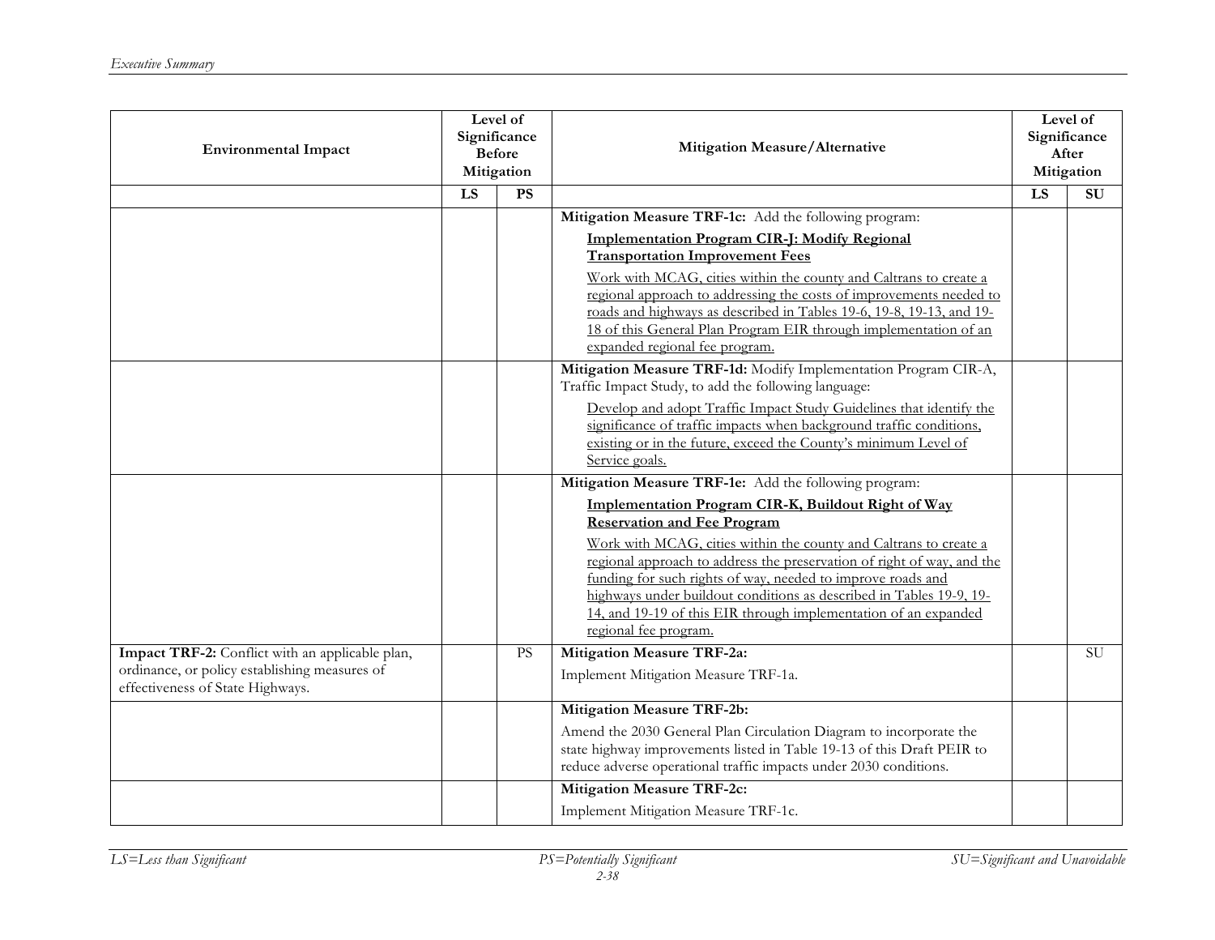| Environmental Impact | Level of Significance Before Mitigation | | Mitigation Measure/Alternative | Level of Significance After Mitigation | |
|---|---|---|---|---|---|
| | LS | PS | | LS | SU |
| | | | **Mitigation Measure TRF-1c:** Add the following program: <br> **Implementation Program CIR-J: Modify Regional Transportation Improvement Fees** <br> Work with MCAG, cities within the county and Caltrans to create a regional approach to addressing the costs of improvements needed to roads and highways as described in Tables 19-6, 19-8, 19-13, and 19-18 of this General Plan Program EIR through implementation of an expanded regional fee program. | | |
| | | | **Mitigation Measure TRF-1d:** Modify Implementation Program CIR-A, Traffic Impact Study, to add the following language: <br> Develop and adopt Traffic Impact Study Guidelines that identify the significance of traffic impacts when background traffic conditions, existing or in the future, exceed the County's minimum Level of Service goals. | | |
| | | | **Mitigation Measure TRF-1e:** Add the following program: <br> **Implementation Program CIR-K, Buildout Right of Way Reservation and Fee Program** <br> Work with MCAG, cities within the county and Caltrans to create a regional approach to address the preservation of right of way, and the funding for such rights of way, needed to improve roads and highways under buildout conditions as described in Tables 19-9, 19-14, and 19-19 of this EIR through implementation of an expanded regional fee program. | | |
| **Impact TRF-2:** Conflict with an applicable plan, ordinance, or policy establishing measures of effectiveness of State Highways. | | PS | **Mitigation Measure TRF-2a:** <br> Implement Mitigation Measure TRF-1a. | | SU |
| | | | **Mitigation Measure TRF-2b:** <br> Amend the 2030 General Plan Circulation Diagram to incorporate the state highway improvements listed in Table 19-13 of this Draft PEIR to reduce adverse operational traffic impacts under 2030 conditions. | | |
| | | | **Mitigation Measure TRF-2c:** <br> Implement Mitigation Measure TRF-1c. | | |

*LS=Less than Significant* *PS=Potentially Significant* *SU=Significant and Unavoidable*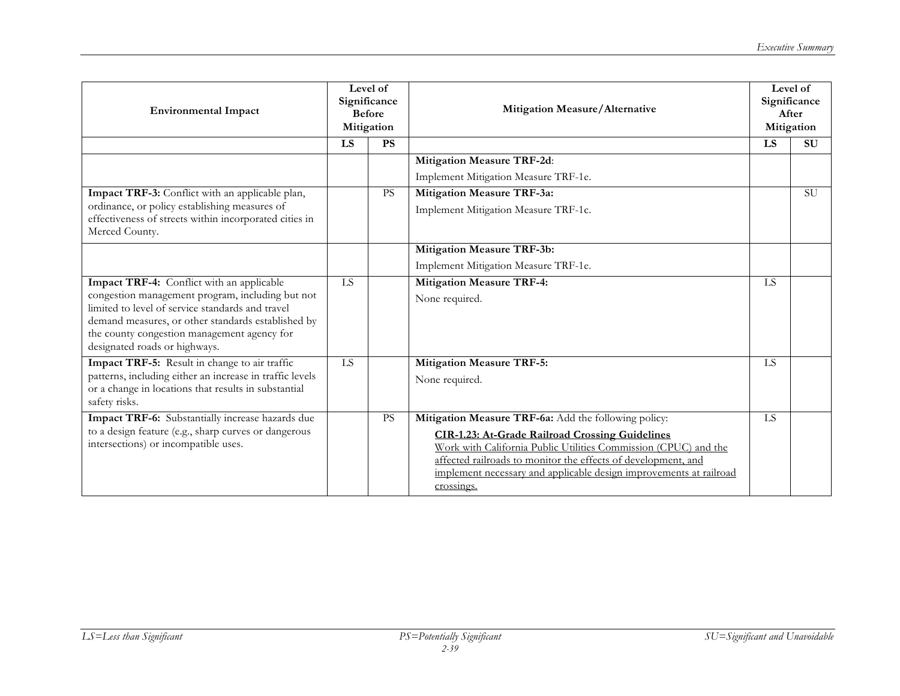| Environmental Impact | Level of Significance Before Mitigation | | Mitigation Measure/Alternative | Level of Significance After Mitigation | |
|---|---|---|---|---|---|
| | **LS** | **PS** | | **LS** | **SU** |
| | | | **Mitigation Measure TRF-2d**: Implement Mitigation Measure TRF-1e. | | |
| **Impact TRF-3:** Conflict with an applicable plan, ordinance, or policy establishing measures of effectiveness of streets within incorporated cities in Merced County. | | PS | **Mitigation Measure TRF-3a:** Implement Mitigation Measure TRF-1c. | | SU |
| | | | **Mitigation Measure TRF-3b:** Implement Mitigation Measure TRF-1e. | | |
| **Impact TRF-4:** Conflict with an applicable congestion management program, including but not limited to level of service standards and travel demand measures, or other standards established by the county congestion management agency for designated roads or highways. | LS | | **Mitigation Measure TRF-4:** None required. | LS | |
| **Impact TRF-5:** Result in change to air traffic patterns, including either an increase in traffic levels or a change in locations that results in substantial safety risks. | LS | | **Mitigation Measure TRF-5:** None required. | LS | |
| **Impact TRF-6:** Substantially increase hazards due to a design feature (e.g., sharp curves or dangerous intersections) or incompatible uses. | | PS | **Mitigation Measure TRF-6a:** Add the following policy: <u>**CIR-1.23: At-Grade Railroad Crossing Guidelines**</u> <u>Work with California Public Utilities Commission (CPUC) and the affected railroads to monitor the effects of development, and implement necessary and applicable design improvements at railroad crossings.</u> | LS | |

*LS=Less than Significant* *PS=Potentially Significant* *SU=Significant and Unavoidable*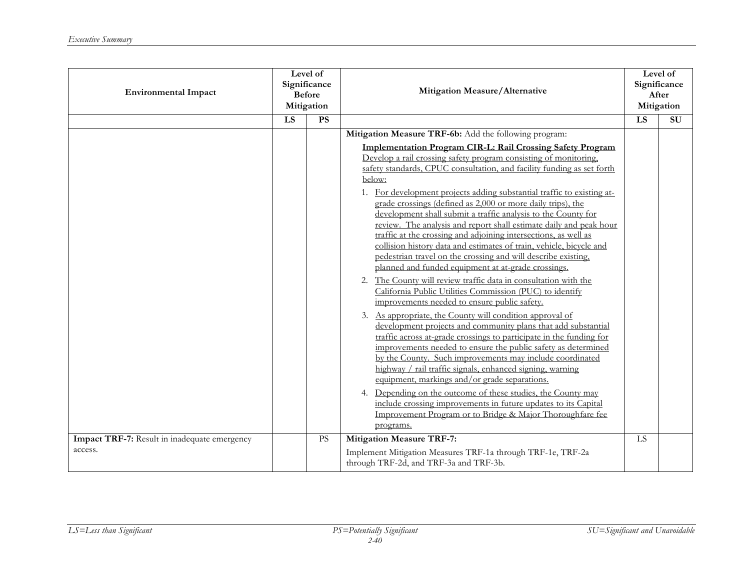| Environmental Impact | Level of Significance Before Mitigation | | Mitigation Measure/Alternative | Level of Significance After Mitigation | |
|---|---|---|---|---|---|
| | LS | PS | | LS | SU |
| | | | **Mitigation Measure TRF-6b:** Add the following program:<br><br>**<u>Implementation Program CIR-L: Rail Crossing Safety Program</u>**<br><u>Develop a rail crossing safety program consisting of monitoring, safety standards, CPUC consultation, and facility funding as set forth below:</u><br><br>1. <u>For development projects adding substantial traffic to existing at-grade crossings (defined as 2,000 or more daily trips), the development shall submit a traffic analysis to the County for review. The analysis and report shall estimate daily and peak hour traffic at the crossing and adjoining intersections, as well as collision history data and estimates of train, vehicle, bicycle and pedestrian travel on the crossing and will describe existing, planned and funded equipment at at-grade crossings.</u><br>2. <u>The County will review traffic data in consultation with the California Public Utilities Commission (PUC) to identify improvements needed to ensure public safety.</u><br>3. <u>As appropriate, the County will condition approval of development projects and community plans that add substantial traffic across at-grade crossings to participate in the funding for improvements needed to ensure the public safety as determined by the County. Such improvements may include coordinated highway / rail traffic signals, enhanced signing, warning equipment, markings and/or grade separations.</u><br>4. <u>Depending on the outcome of these studies, the County may include crossing improvements in future updates to its Capital Improvement Program or to Bridge & Major Thoroughfare fee programs.</u> | | |
| **Impact TRF-7:** Result in inadequate emergency access. | | PS | **Mitigation Measure TRF-7:**<br><br>Implement Mitigation Measures TRF-1a through TRF-1e, TRF-2a through TRF-2d, and TRF-3a and TRF-3b. | LS | |

*LS=Less than Significant* *PS=Potentially Significant* *SU=Significant and Unavoidable*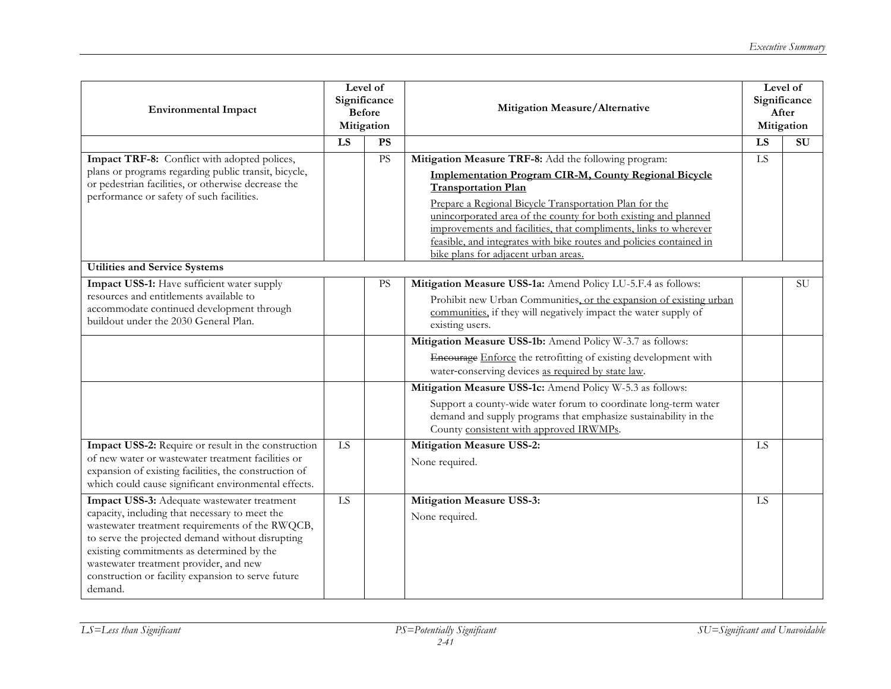| Environmental Impact | Level of Significance Before Mitigation | | Mitigation Measure/Alternative | Level of Significance After Mitigation | |
|---|---|---|---|---|---|
| | LS | PS | | LS | SU |
| **Impact TRF-8:** Conflict with adopted polices, plans or programs regarding public transit, bicycle, or pedestrian facilities, or otherwise decrease the performance or safety of such facilities. | | PS | **Mitigation Measure TRF-8:** Add the following program:<br><br>**<u>Implementation Program CIR-M, County Regional Bicycle Transportation Plan</u>**<br><br><u>Prepare a Regional Bicycle Transportation Plan for the unincorporated area of the county for both existing and planned improvements and facilities, that compliments, links to wherever feasible, and integrates with bike routes and policies contained in bike plans for adjacent urban areas.</u> | LS | |
| **Utilities and Service Systems** | | | | | |
| **Impact USS-1:** Have sufficient water supply resources and entitlements available to accommodate continued development through buildout under the 2030 General Plan. | | PS | **Mitigation Measure USS-1a:** Amend Policy LU-5.F.4 as follows:<br><br>Prohibit new Urban Communities<u>, or the expansion of existing urban communities,</u> if they will negatively impact the water supply of existing users. | | SU |
| | | | **Mitigation Measure USS-1b:** Amend Policy W-3.7 as follows:<br><br>~~Encourage~~ <u>Enforce</u> the retrofitting of existing development with water-conserving devices <u>as required by state law</u>. | | |
| | | | **Mitigation Measure USS-1c:** Amend Policy W-5.3 as follows:<br><br>Support a county-wide water forum to coordinate long-term water demand and supply programs that emphasize sustainability in the County <u>consistent with approved IRWMPs</u>. | | |
| **Impact USS-2:** Require or result in the construction of new water or wastewater treatment facilities or expansion of existing facilities, the construction of which could cause significant environmental effects. | LS | | **Mitigation Measure USS-2:**<br><br>None required. | LS | |
| **Impact USS-3:** Adequate wastewater treatment capacity, including that necessary to meet the wastewater treatment requirements of the RWQCB, to serve the projected demand without disrupting existing commitments as determined by the wastewater treatment provider, and new construction or facility expansion to serve future demand. | LS | | **Mitigation Measure USS-3:**<br><br>None required. | LS | |

*LS=Less than Significant* *PS=Potentially Significant* *SU=Significant and Unavoidable*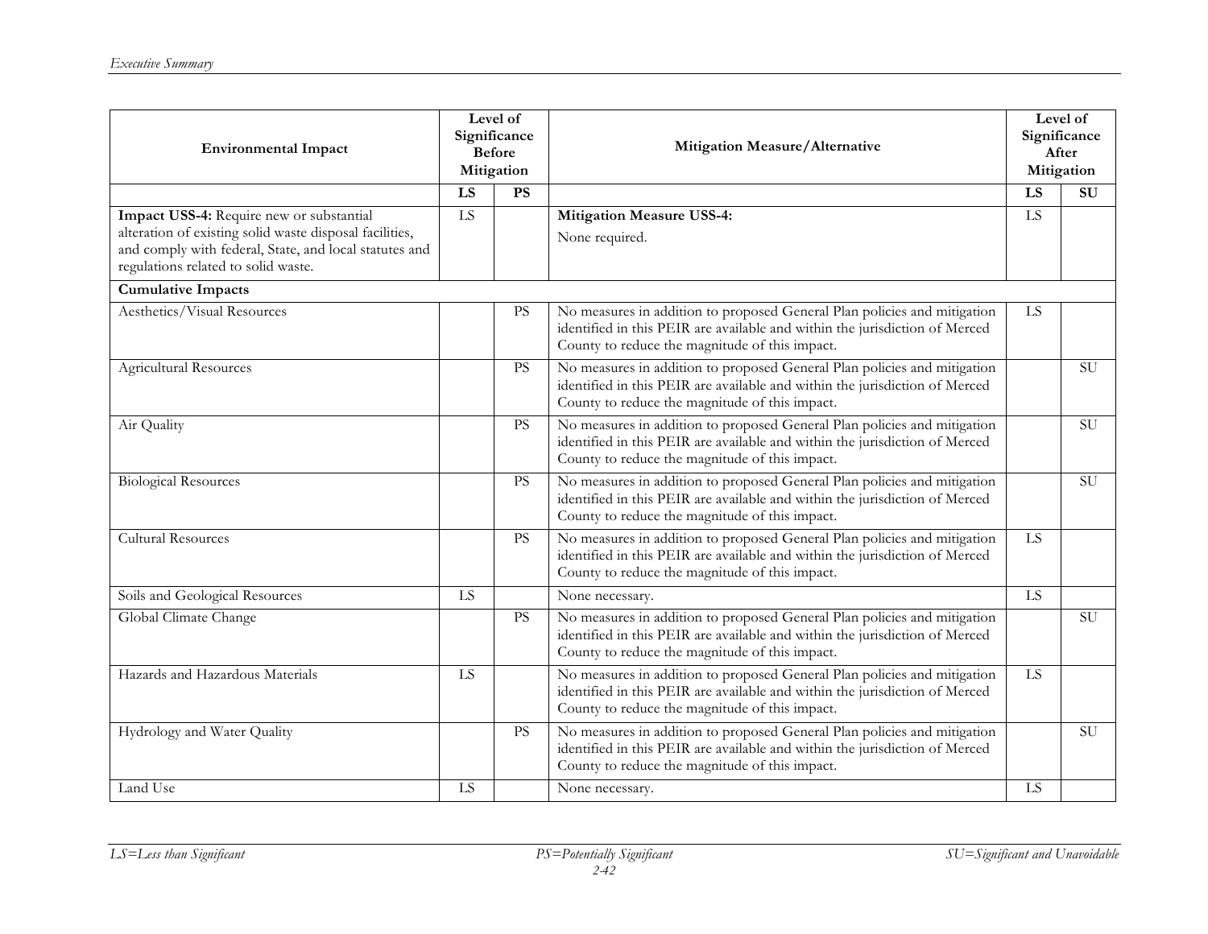| Environmental Impact | Level of Significance Before Mitigation | | Mitigation Measure/Alternative | Level of Significance After Mitigation | |
|---|---|---|---|---|---|
| | **LS** | **PS** | | **LS** | **SU** |
| **Impact USS-4:** Require new or substantial alteration of existing solid waste disposal facilities, and comply with federal, State, and local statutes and regulations related to solid waste. | LS | | **Mitigation Measure USS-4:** None required. | LS | |
| **Cumulative Impacts** | | | | | |
| Aesthetics/Visual Resources | | PS | No measures in addition to proposed General Plan policies and mitigation identified in this PEIR are available and within the jurisdiction of Merced County to reduce the magnitude of this impact. | LS | |
| Agricultural Resources | | PS | No measures in addition to proposed General Plan policies and mitigation identified in this PEIR are available and within the jurisdiction of Merced County to reduce the magnitude of this impact. | | SU |
| Air Quality | | PS | No measures in addition to proposed General Plan policies and mitigation identified in this PEIR are available and within the jurisdiction of Merced County to reduce the magnitude of this impact. | | SU |
| Biological Resources | | PS | No measures in addition to proposed General Plan policies and mitigation identified in this PEIR are available and within the jurisdiction of Merced County to reduce the magnitude of this impact. | | SU |
| Cultural Resources | | PS | No measures in addition to proposed General Plan policies and mitigation identified in this PEIR are available and within the jurisdiction of Merced County to reduce the magnitude of this impact. | LS | |
| Soils and Geological Resources | LS | | None necessary. | LS | |
| Global Climate Change | | PS | No measures in addition to proposed General Plan policies and mitigation identified in this PEIR are available and within the jurisdiction of Merced County to reduce the magnitude of this impact. | | SU |
| Hazards and Hazardous Materials | LS | | No measures in addition to proposed General Plan policies and mitigation identified in this PEIR are available and within the jurisdiction of Merced County to reduce the magnitude of this impact. | LS | |
| Hydrology and Water Quality | | PS | No measures in addition to proposed General Plan policies and mitigation identified in this PEIR are available and within the jurisdiction of Merced County to reduce the magnitude of this impact. | | SU |
| Land Use | LS | | None necessary. | LS | |

*LS=Less than Significant* *PS=Potentially Significant* *SU=Significant and Unavoidable*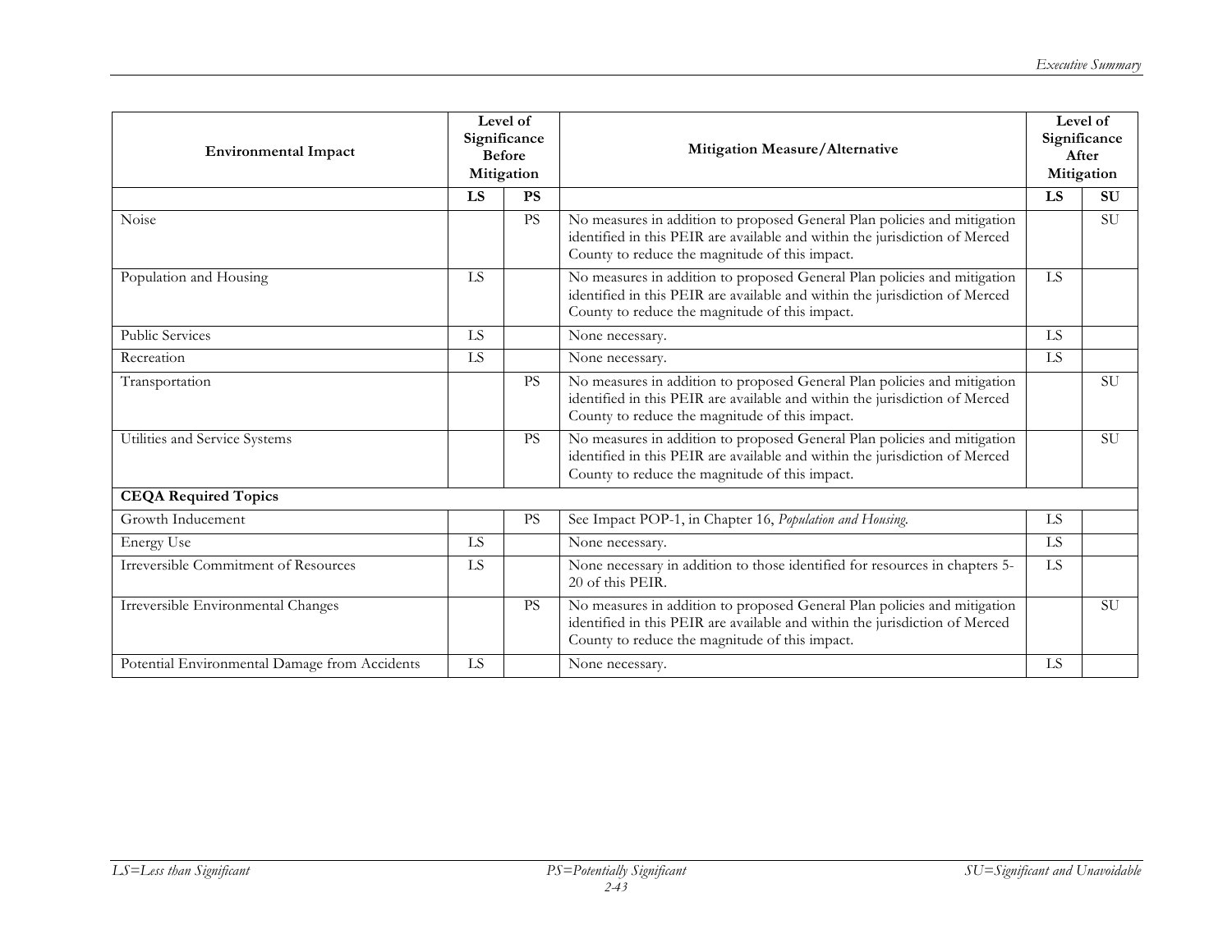| Environmental Impact | Level of Significance Before Mitigation | | Mitigation Measure/Alternative | Level of Significance After Mitigation | |
|---|---|---|---|---|---|
| | **LS** | **PS** | | **LS** | **SU** |
| Noise | | PS | No measures in addition to proposed General Plan policies and mitigation identified in this PEIR are available and within the jurisdiction of Merced County to reduce the magnitude of this impact. | | SU |
| Population and Housing | LS | | No measures in addition to proposed General Plan policies and mitigation identified in this PEIR are available and within the jurisdiction of Merced County to reduce the magnitude of this impact. | LS | |
| Public Services | LS | | None necessary. | LS | |
| Recreation | LS | | None necessary. | LS | |
| Transportation | | PS | No measures in addition to proposed General Plan policies and mitigation identified in this PEIR are available and within the jurisdiction of Merced County to reduce the magnitude of this impact. | | SU |
| Utilities and Service Systems | | PS | No measures in addition to proposed General Plan policies and mitigation identified in this PEIR are available and within the jurisdiction of Merced County to reduce the magnitude of this impact. | | SU |
| **CEQA Required Topics** | | | | | |
| Growth Inducement | | PS | See Impact POP-1, in Chapter 16, *Population and Housing*. | LS | |
| Energy Use | LS | | None necessary. | LS | |
| Irreversible Commitment of Resources | LS | | None necessary in addition to those identified for resources in chapters 5-20 of this PEIR. | LS | |
| Irreversible Environmental Changes | | PS | No measures in addition to proposed General Plan policies and mitigation identified in this PEIR are available and within the jurisdiction of Merced County to reduce the magnitude of this impact. | | SU |
| Potential Environmental Damage from Accidents | LS | | None necessary. | LS | |

*LS=Less than Significant* *PS=Potentially Significant* *SU=Significant and Unavoidable*